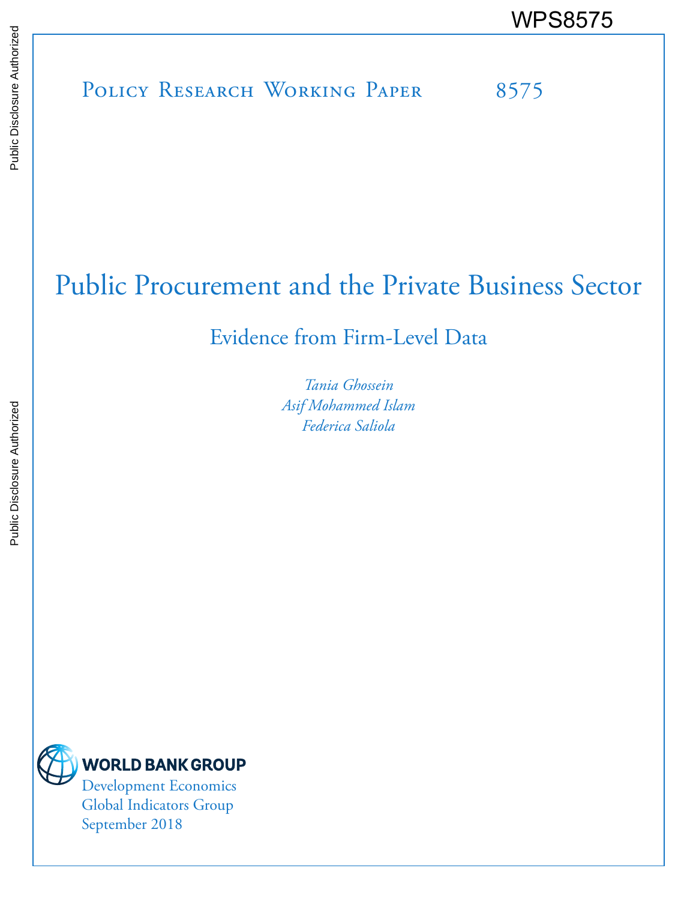WPS8575

Policy Research Working Paper 8575

# Public Procurement and the Private Business Sector

## Evidence from Firm-Level Data

*Tania Ghossein*
*Asif Mohammed Islam*
*Federica Saliola*

WORLD BANK GROUP
Development Economics
Global Indicators Group
September 2018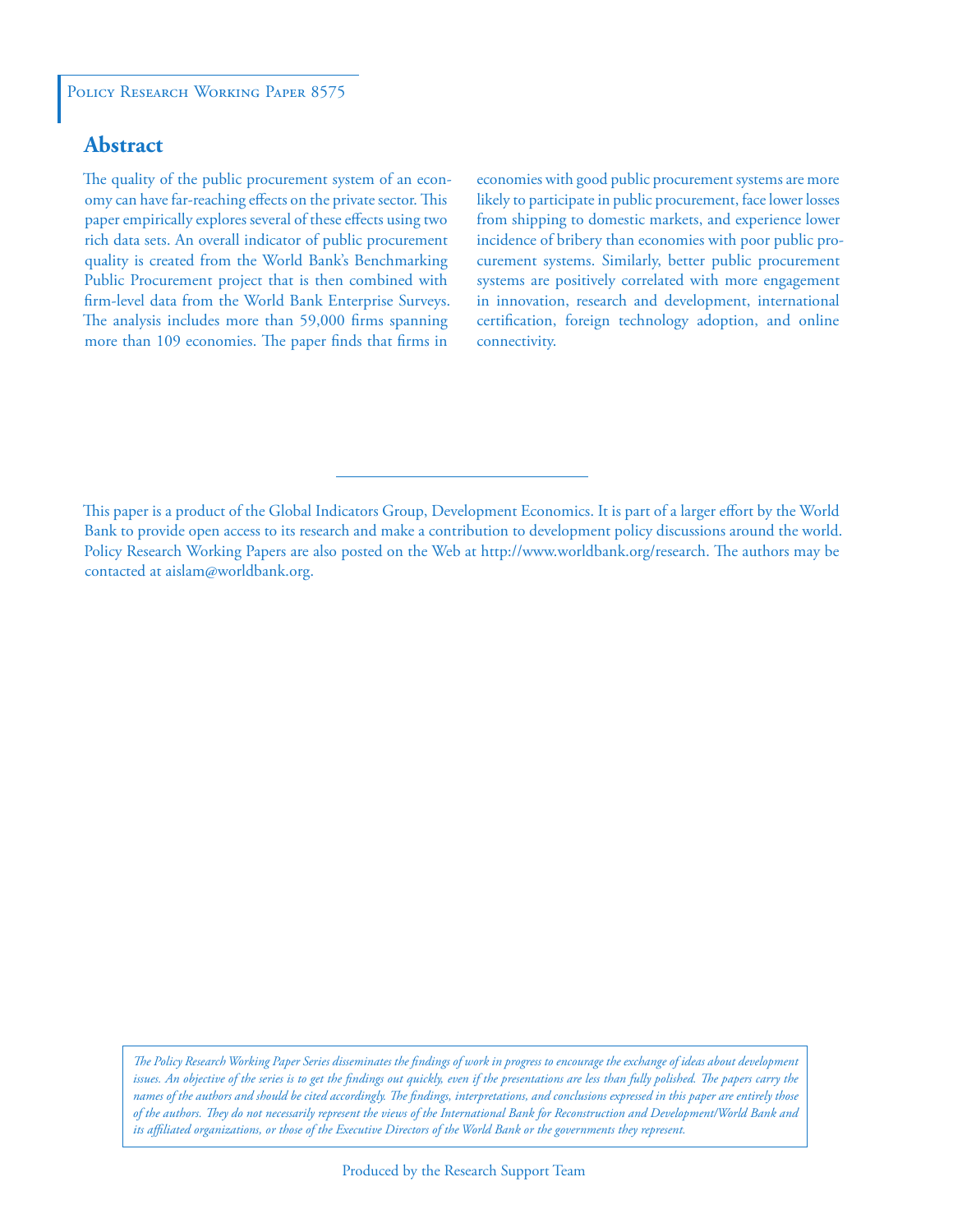Policy Research Working Paper 8575

## Abstract

The quality of the public procurement system of an economy can have far-reaching effects on the private sector. This paper empirically explores several of these effects using two rich data sets. An overall indicator of public procurement quality is created from the World Bank's Benchmarking Public Procurement project that is then combined with firm-level data from the World Bank Enterprise Surveys. The analysis includes more than 59,000 firms spanning more than 109 economies. The paper finds that firms in economies with good public procurement systems are more likely to participate in public procurement, face lower losses from shipping to domestic markets, and experience lower incidence of bribery than economies with poor public procurement systems. Similarly, better public procurement systems are positively correlated with more engagement in innovation, research and development, international certification, foreign technology adoption, and online connectivity.

This paper is a product of the Global Indicators Group, Development Economics. It is part of a larger effort by the World Bank to provide open access to its research and make a contribution to development policy discussions around the world. Policy Research Working Papers are also posted on the Web at http://www.worldbank.org/research. The authors may be contacted at aislam@worldbank.org.

*The Policy Research Working Paper Series disseminates the findings of work in progress to encourage the exchange of ideas about development issues. An objective of the series is to get the findings out quickly, even if the presentations are less than fully polished. The papers carry the names of the authors and should be cited accordingly. The findings, interpretations, and conclusions expressed in this paper are entirely those of the authors. They do not necessarily represent the views of the International Bank for Reconstruction and Development/World Bank and its affiliated organizations, or those of the Executive Directors of the World Bank or the governments they represent.*

Produced by the Research Support Team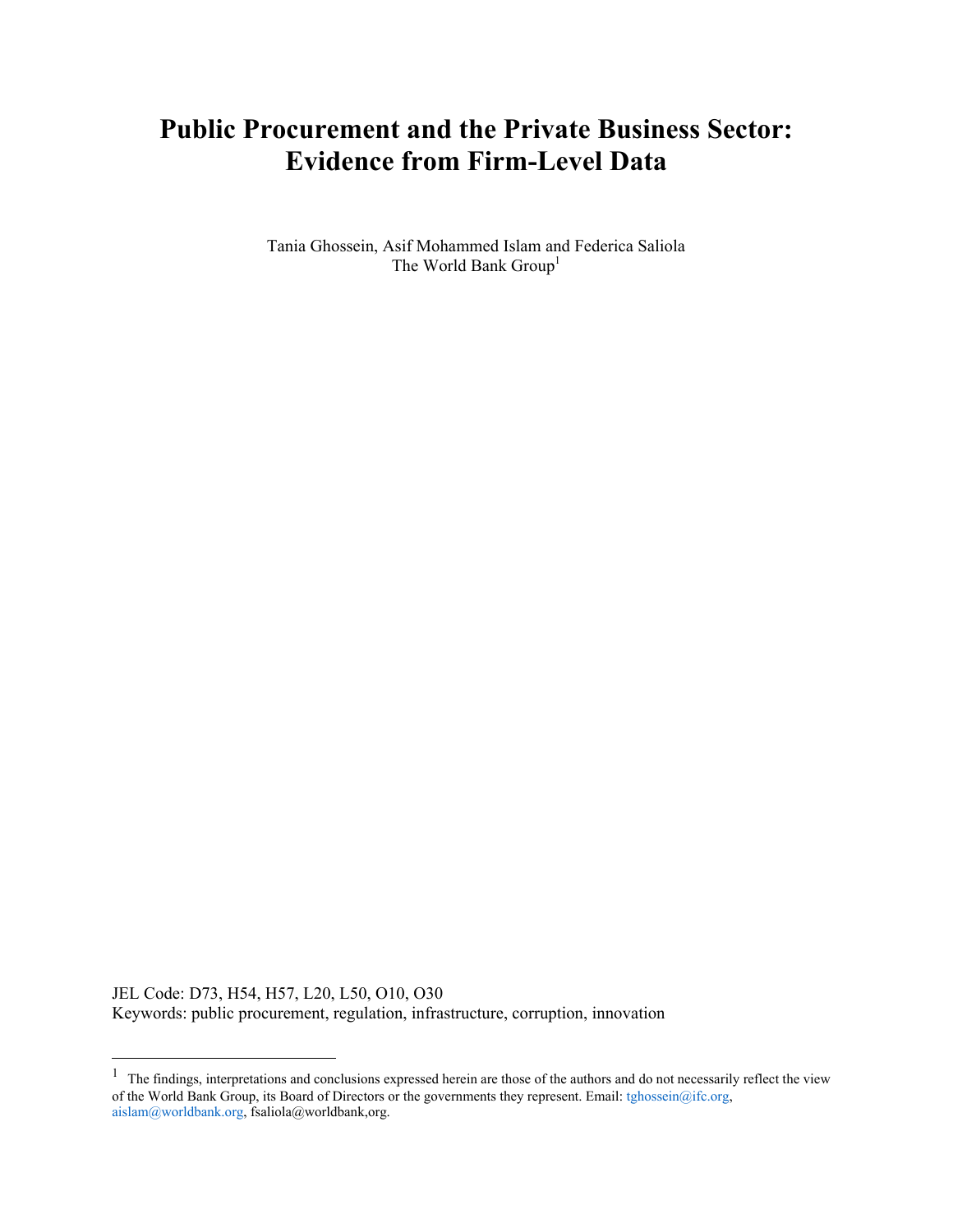# Public Procurement and the Private Business Sector: Evidence from Firm-Level Data

Tania Ghossein, Asif Mohammed Islam and Federica Saliola
The World Bank Group[1]

JEL Code: D73, H54, H57, L20, L50, O10, O30
Keywords: public procurement, regulation, infrastructure, corruption, innovation

---

[1] The findings, interpretations and conclusions expressed herein are those of the authors and do not necessarily reflect the view of the World Bank Group, its Board of Directors or the governments they represent. Email: tghossein@ifc.org, aislam@worldbank.org, fsaliola@worldbank,org.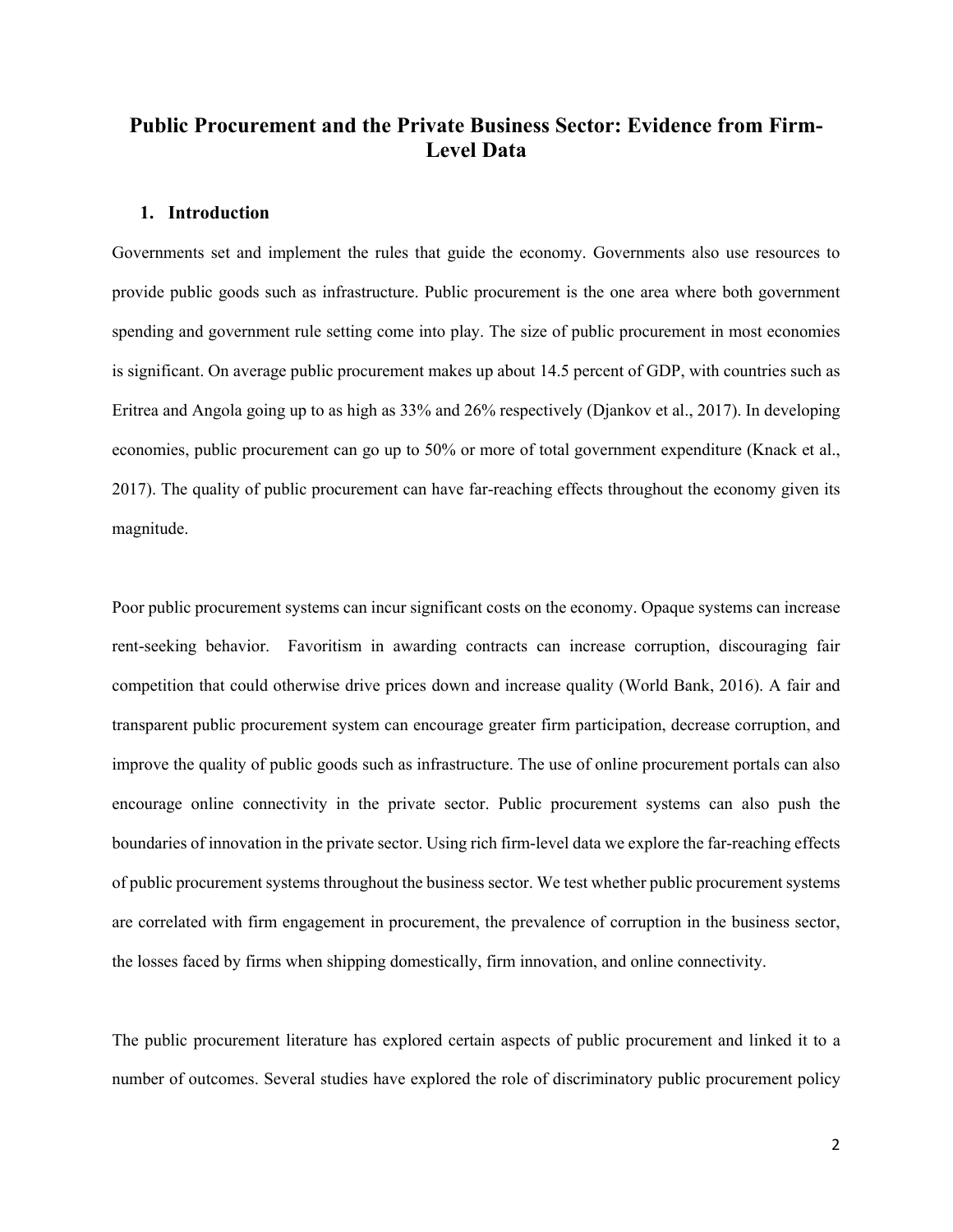# Public Procurement and the Private Business Sector: Evidence from Firm-Level Data

## 1. Introduction

Governments set and implement the rules that guide the economy. Governments also use resources to provide public goods such as infrastructure. Public procurement is the one area where both government spending and government rule setting come into play. The size of public procurement in most economies is significant. On average public procurement makes up about 14.5 percent of GDP, with countries such as Eritrea and Angola going up to as high as 33% and 26% respectively (Djankov et al., 2017). In developing economies, public procurement can go up to 50% or more of total government expenditure (Knack et al., 2017). The quality of public procurement can have far-reaching effects throughout the economy given its magnitude.

Poor public procurement systems can incur significant costs on the economy. Opaque systems can increase rent-seeking behavior. Favoritism in awarding contracts can increase corruption, discouraging fair competition that could otherwise drive prices down and increase quality (World Bank, 2016). A fair and transparent public procurement system can encourage greater firm participation, decrease corruption, and improve the quality of public goods such as infrastructure. The use of online procurement portals can also encourage online connectivity in the private sector. Public procurement systems can also push the boundaries of innovation in the private sector. Using rich firm-level data we explore the far-reaching effects of public procurement systems throughout the business sector. We test whether public procurement systems are correlated with firm engagement in procurement, the prevalence of corruption in the business sector, the losses faced by firms when shipping domestically, firm innovation, and online connectivity.

The public procurement literature has explored certain aspects of public procurement and linked it to a number of outcomes. Several studies have explored the role of discriminatory public procurement policy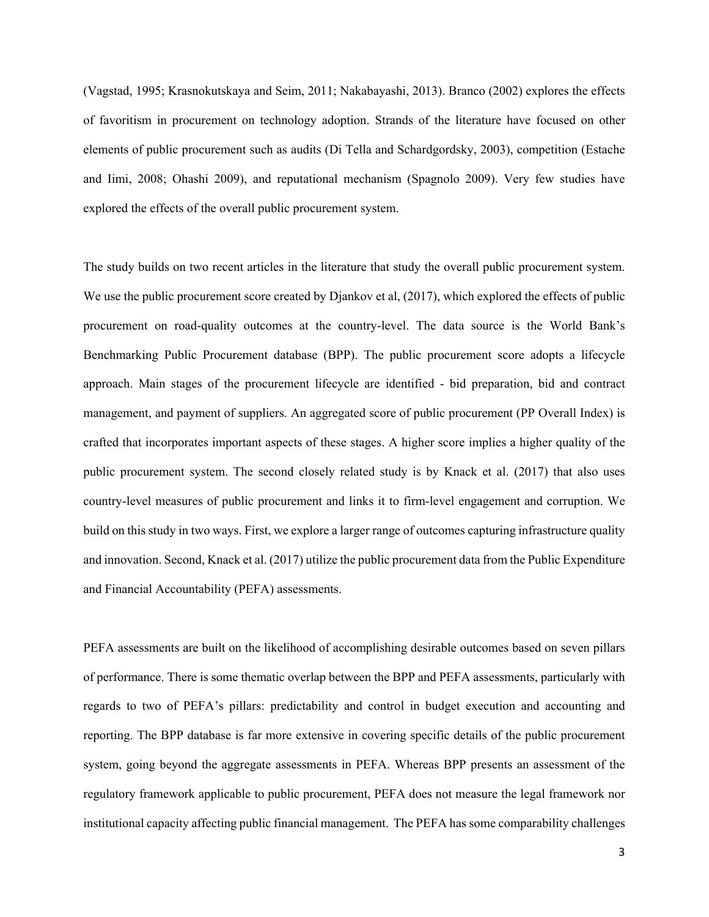(Vagstad, 1995; Krasnokutskaya and Seim, 2011; Nakabayashi, 2013). Branco (2002) explores the effects of favoritism in procurement on technology adoption. Strands of the literature have focused on other elements of public procurement such as audits (Di Tella and Schardgordsky, 2003), competition (Estache and Iimi, 2008; Ohashi 2009), and reputational mechanism (Spagnolo 2009). Very few studies have explored the effects of the overall public procurement system.

The study builds on two recent articles in the literature that study the overall public procurement system. We use the public procurement score created by Djankov et al, (2017), which explored the effects of public procurement on road-quality outcomes at the country-level. The data source is the World Bank's Benchmarking Public Procurement database (BPP). The public procurement score adopts a lifecycle approach. Main stages of the procurement lifecycle are identified - bid preparation, bid and contract management, and payment of suppliers. An aggregated score of public procurement (PP Overall Index) is crafted that incorporates important aspects of these stages. A higher score implies a higher quality of the public procurement system. The second closely related study is by Knack et al. (2017) that also uses country-level measures of public procurement and links it to firm-level engagement and corruption. We build on this study in two ways. First, we explore a larger range of outcomes capturing infrastructure quality and innovation. Second, Knack et al. (2017) utilize the public procurement data from the Public Expenditure and Financial Accountability (PEFA) assessments.

PEFA assessments are built on the likelihood of accomplishing desirable outcomes based on seven pillars of performance. There is some thematic overlap between the BPP and PEFA assessments, particularly with regards to two of PEFA's pillars: predictability and control in budget execution and accounting and reporting. The BPP database is far more extensive in covering specific details of the public procurement system, going beyond the aggregate assessments in PEFA. Whereas BPP presents an assessment of the regulatory framework applicable to public procurement, PEFA does not measure the legal framework nor institutional capacity affecting public financial management. The PEFA has some comparability challenges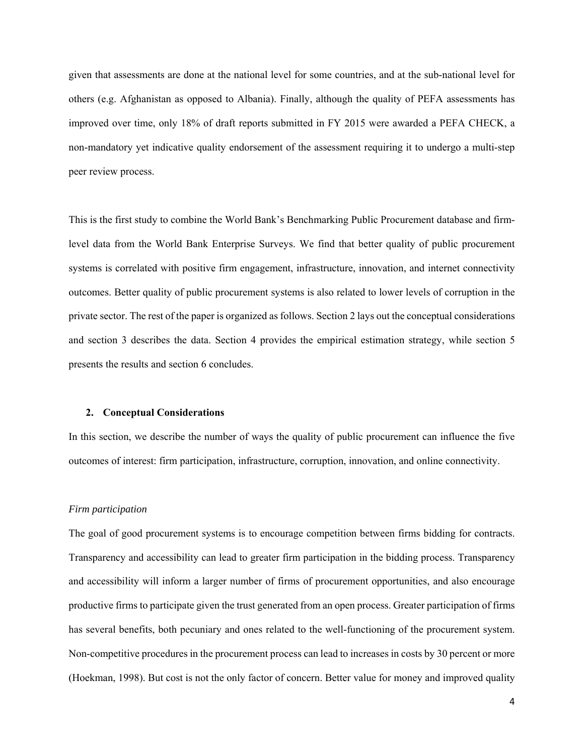given that assessments are done at the national level for some countries, and at the sub-national level for others (e.g. Afghanistan as opposed to Albania). Finally, although the quality of PEFA assessments has improved over time, only 18% of draft reports submitted in FY 2015 were awarded a PEFA CHECK, a non-mandatory yet indicative quality endorsement of the assessment requiring it to undergo a multi-step peer review process.

This is the first study to combine the World Bank's Benchmarking Public Procurement database and firm-level data from the World Bank Enterprise Surveys. We find that better quality of public procurement systems is correlated with positive firm engagement, infrastructure, innovation, and internet connectivity outcomes. Better quality of public procurement systems is also related to lower levels of corruption in the private sector. The rest of the paper is organized as follows. Section 2 lays out the conceptual considerations and section 3 describes the data. Section 4 provides the empirical estimation strategy, while section 5 presents the results and section 6 concludes.

## 2. Conceptual Considerations

In this section, we describe the number of ways the quality of public procurement can influence the five outcomes of interest: firm participation, infrastructure, corruption, innovation, and online connectivity.

*Firm participation*

The goal of good procurement systems is to encourage competition between firms bidding for contracts. Transparency and accessibility can lead to greater firm participation in the bidding process. Transparency and accessibility will inform a larger number of firms of procurement opportunities, and also encourage productive firms to participate given the trust generated from an open process. Greater participation of firms has several benefits, both pecuniary and ones related to the well-functioning of the procurement system. Non-competitive procedures in the procurement process can lead to increases in costs by 30 percent or more (Hoekman, 1998). But cost is not the only factor of concern. Better value for money and improved quality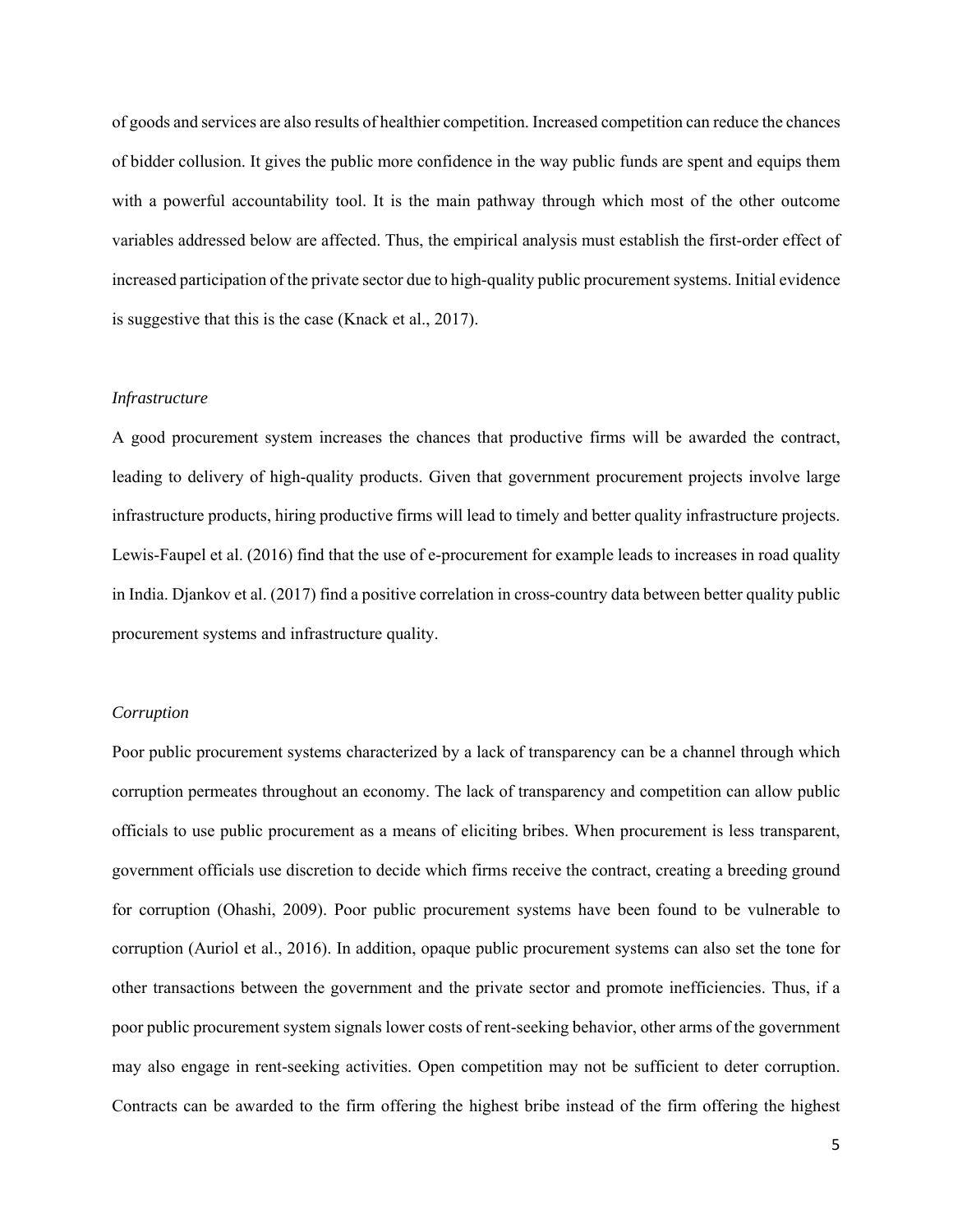of goods and services are also results of healthier competition. Increased competition can reduce the chances of bidder collusion. It gives the public more confidence in the way public funds are spent and equips them with a powerful accountability tool. It is the main pathway through which most of the other outcome variables addressed below are affected. Thus, the empirical analysis must establish the first-order effect of increased participation of the private sector due to high-quality public procurement systems. Initial evidence is suggestive that this is the case (Knack et al., 2017).

*Infrastructure*

A good procurement system increases the chances that productive firms will be awarded the contract, leading to delivery of high-quality products. Given that government procurement projects involve large infrastructure products, hiring productive firms will lead to timely and better quality infrastructure projects. Lewis-Faupel et al. (2016) find that the use of e-procurement for example leads to increases in road quality in India. Djankov et al. (2017) find a positive correlation in cross-country data between better quality public procurement systems and infrastructure quality.

*Corruption*

Poor public procurement systems characterized by a lack of transparency can be a channel through which corruption permeates throughout an economy. The lack of transparency and competition can allow public officials to use public procurement as a means of eliciting bribes. When procurement is less transparent, government officials use discretion to decide which firms receive the contract, creating a breeding ground for corruption (Ohashi, 2009). Poor public procurement systems have been found to be vulnerable to corruption (Auriol et al., 2016). In addition, opaque public procurement systems can also set the tone for other transactions between the government and the private sector and promote inefficiencies. Thus, if a poor public procurement system signals lower costs of rent-seeking behavior, other arms of the government may also engage in rent-seeking activities. Open competition may not be sufficient to deter corruption. Contracts can be awarded to the firm offering the highest bribe instead of the firm offering the highest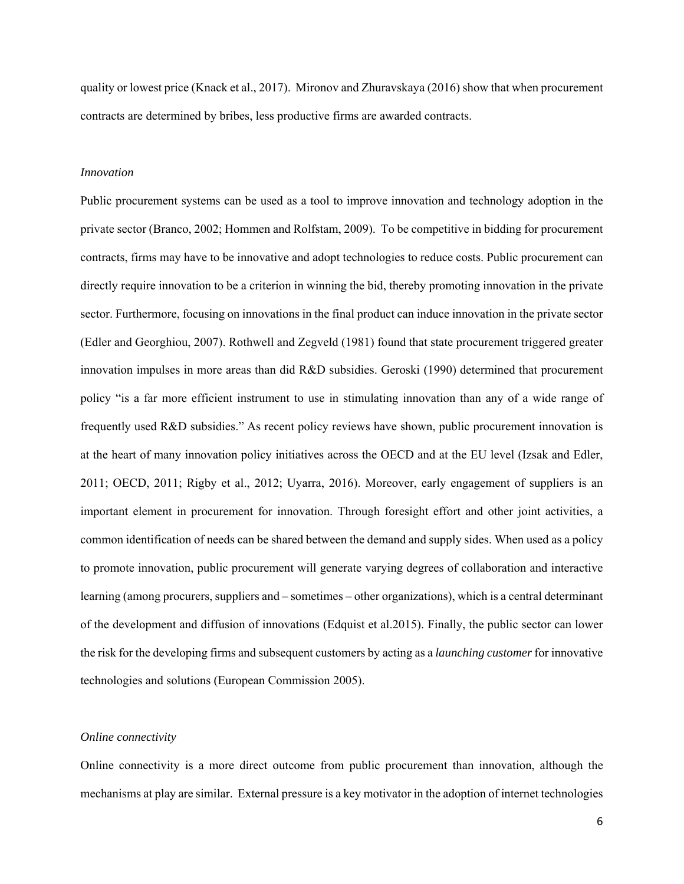quality or lowest price (Knack et al., 2017). Mironov and Zhuravskaya (2016) show that when procurement contracts are determined by bribes, less productive firms are awarded contracts.

### *Innovation*

Public procurement systems can be used as a tool to improve innovation and technology adoption in the private sector (Branco, 2002; Hommen and Rolfstam, 2009). To be competitive in bidding for procurement contracts, firms may have to be innovative and adopt technologies to reduce costs. Public procurement can directly require innovation to be a criterion in winning the bid, thereby promoting innovation in the private sector. Furthermore, focusing on innovations in the final product can induce innovation in the private sector (Edler and Georghiou, 2007). Rothwell and Zegveld (1981) found that state procurement triggered greater innovation impulses in more areas than did R&D subsidies. Geroski (1990) determined that procurement policy "is a far more efficient instrument to use in stimulating innovation than any of a wide range of frequently used R&D subsidies." As recent policy reviews have shown, public procurement innovation is at the heart of many innovation policy initiatives across the OECD and at the EU level (Izsak and Edler, 2011; OECD, 2011; Rigby et al., 2012; Uyarra, 2016). Moreover, early engagement of suppliers is an important element in procurement for innovation. Through foresight effort and other joint activities, a common identification of needs can be shared between the demand and supply sides. When used as a policy to promote innovation, public procurement will generate varying degrees of collaboration and interactive learning (among procurers, suppliers and – sometimes – other organizations), which is a central determinant of the development and diffusion of innovations (Edquist et al.2015). Finally, the public sector can lower the risk for the developing firms and subsequent customers by acting as a *launching customer* for innovative technologies and solutions (European Commission 2005).

### *Online connectivity*

Online connectivity is a more direct outcome from public procurement than innovation, although the mechanisms at play are similar. External pressure is a key motivator in the adoption of internet technologies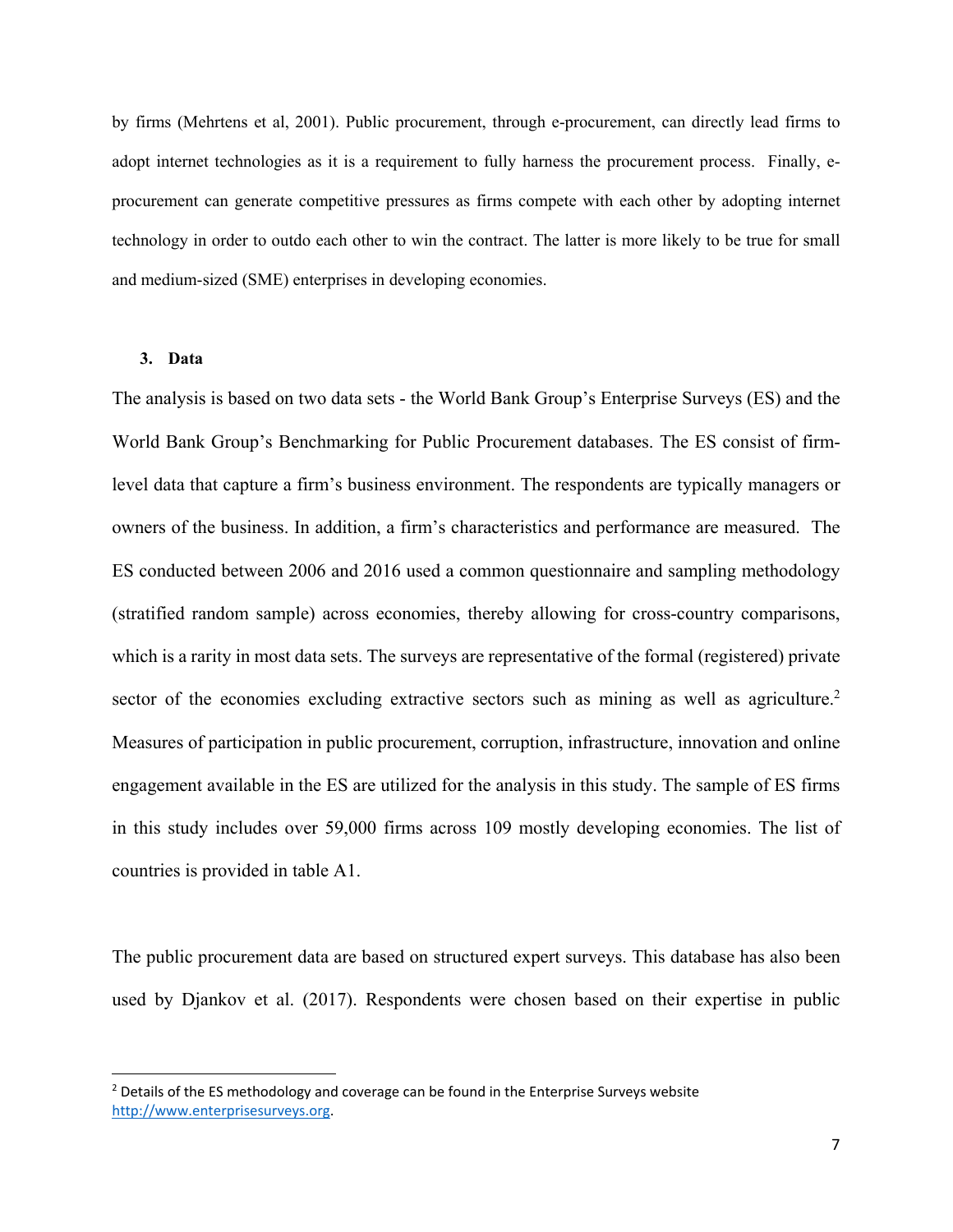by firms (Mehrtens et al, 2001). Public procurement, through e-procurement, can directly lead firms to adopt internet technologies as it is a requirement to fully harness the procurement process. Finally, e-procurement can generate competitive pressures as firms compete with each other by adopting internet technology in order to outdo each other to win the contract. The latter is more likely to be true for small and medium-sized (SME) enterprises in developing economies.

## 3. Data

The analysis is based on two data sets - the World Bank Group's Enterprise Surveys (ES) and the World Bank Group's Benchmarking for Public Procurement databases. The ES consist of firm-level data that capture a firm's business environment. The respondents are typically managers or owners of the business. In addition, a firm's characteristics and performance are measured. The ES conducted between 2006 and 2016 used a common questionnaire and sampling methodology (stratified random sample) across economies, thereby allowing for cross-country comparisons, which is a rarity in most data sets. The surveys are representative of the formal (registered) private sector of the economies excluding extractive sectors such as mining as well as agriculture.[2] Measures of participation in public procurement, corruption, infrastructure, innovation and online engagement available in the ES are utilized for the analysis in this study. The sample of ES firms in this study includes over 59,000 firms across 109 mostly developing economies. The list of countries is provided in table A1.

The public procurement data are based on structured expert surveys. This database has also been used by Djankov et al. (2017). Respondents were chosen based on their expertise in public

---

[2] Details of the ES methodology and coverage can be found in the Enterprise Surveys website http://www.enterprisesurveys.org.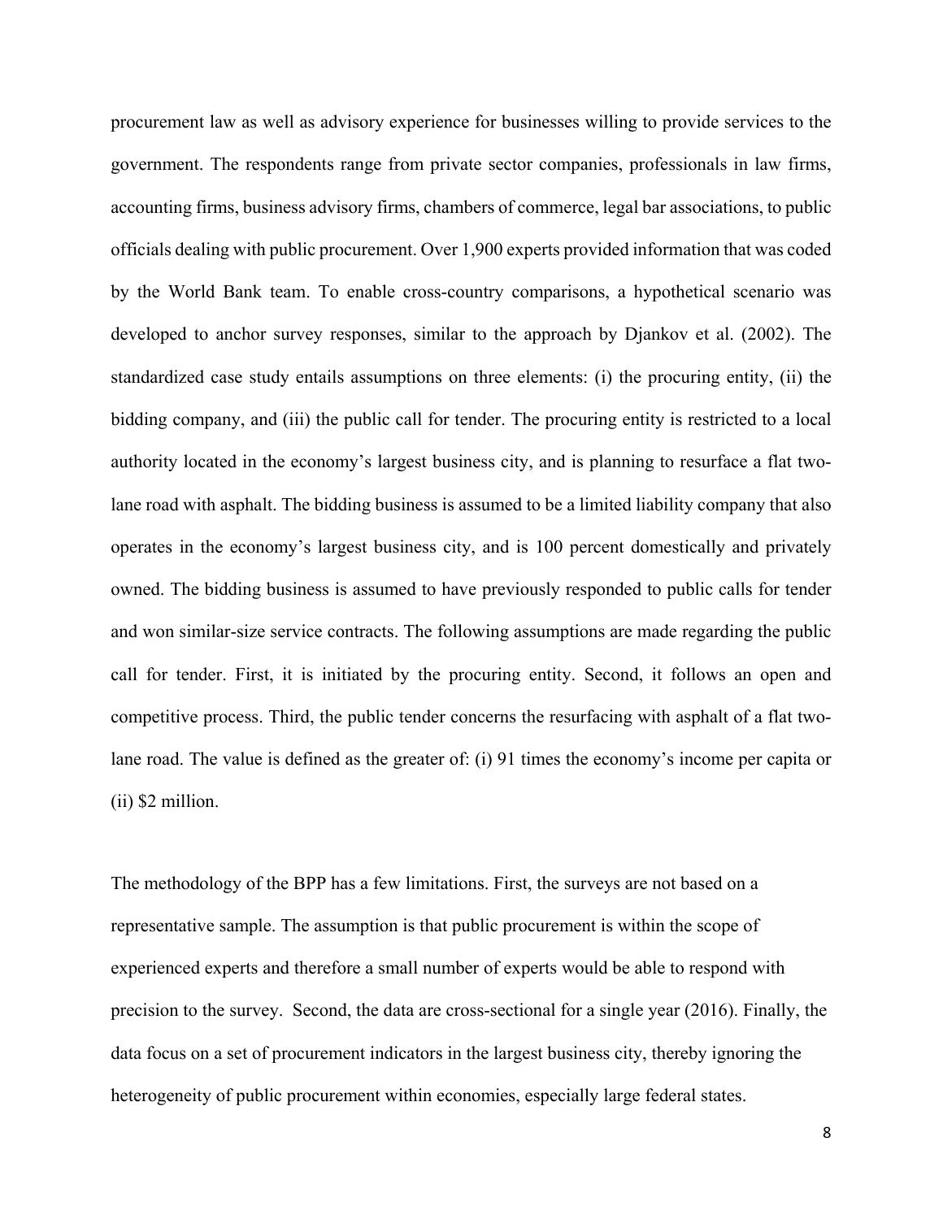procurement law as well as advisory experience for businesses willing to provide services to the government. The respondents range from private sector companies, professionals in law firms, accounting firms, business advisory firms, chambers of commerce, legal bar associations, to public officials dealing with public procurement. Over 1,900 experts provided information that was coded by the World Bank team. To enable cross-country comparisons, a hypothetical scenario was developed to anchor survey responses, similar to the approach by Djankov et al. (2002). The standardized case study entails assumptions on three elements: (i) the procuring entity, (ii) the bidding company, and (iii) the public call for tender. The procuring entity is restricted to a local authority located in the economy's largest business city, and is planning to resurface a flat two-lane road with asphalt. The bidding business is assumed to be a limited liability company that also operates in the economy's largest business city, and is 100 percent domestically and privately owned. The bidding business is assumed to have previously responded to public calls for tender and won similar-size service contracts. The following assumptions are made regarding the public call for tender. First, it is initiated by the procuring entity. Second, it follows an open and competitive process. Third, the public tender concerns the resurfacing with asphalt of a flat two-lane road. The value is defined as the greater of: (i) 91 times the economy's income per capita or (ii) $2 million.

The methodology of the BPP has a few limitations. First, the surveys are not based on a representative sample. The assumption is that public procurement is within the scope of experienced experts and therefore a small number of experts would be able to respond with precision to the survey. Second, the data are cross-sectional for a single year (2016). Finally, the data focus on a set of procurement indicators in the largest business city, thereby ignoring the heterogeneity of public procurement within economies, especially large federal states.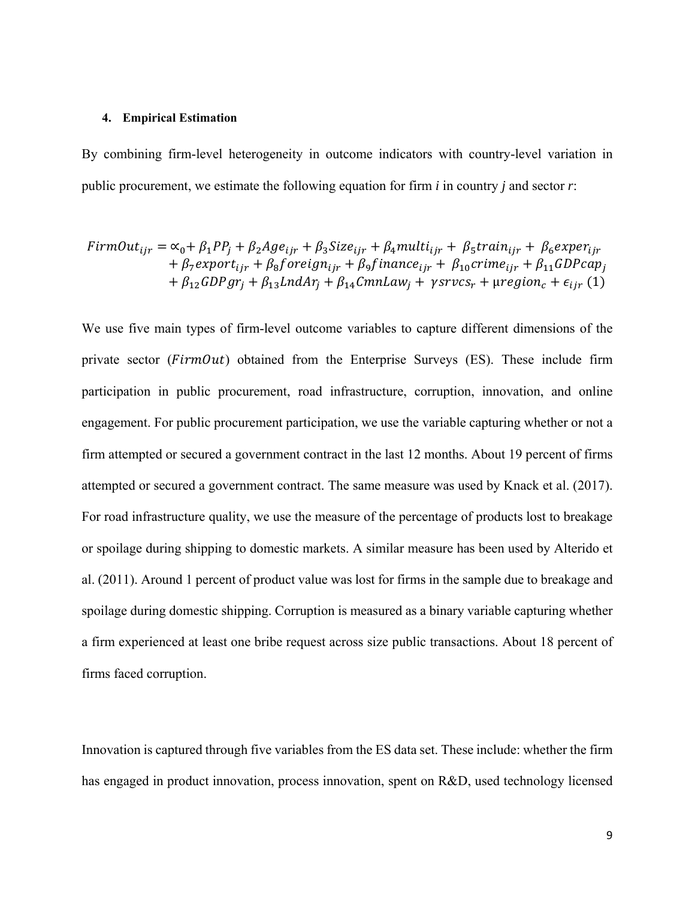### 4. Empirical Estimation

By combining firm-level heterogeneity in outcome indicators with country-level variation in public procurement, we estimate the following equation for firm *i* in country *j* and sector *r*:

$$
\begin{aligned}
FirmOut_{ijr} = {} & \propto_0 + \beta_1 PP_j + \beta_2 Age_{ijr} + \beta_3 Size_{ijr} + \beta_4 multi_{ijr} + \beta_5 train_{ijr} + \beta_6 exper_{ijr} \\
& + \beta_7 export_{ijr} + \beta_8 foreign_{ijr} + \beta_9 finance_{ijr} + \beta_{10} crime_{ijr} + \beta_{11} GDPcap_j \\
& + \beta_{12} GDPgr_j + \beta_{13} LndAr_j + \beta_{14} CmnLaw_j + \gamma srvcs_r + \mu region_c + \epsilon_{ijr} \quad (1)
\end{aligned}
$$

We use five main types of firm-level outcome variables to capture different dimensions of the private sector ($FirmOut$) obtained from the Enterprise Surveys (ES). These include firm participation in public procurement, road infrastructure, corruption, innovation, and online engagement. For public procurement participation, we use the variable capturing whether or not a firm attempted or secured a government contract in the last 12 months. About 19 percent of firms attempted or secured a government contract. The same measure was used by Knack et al. (2017). For road infrastructure quality, we use the measure of the percentage of products lost to breakage or spoilage during shipping to domestic markets. A similar measure has been used by Alterido et al. (2011). Around 1 percent of product value was lost for firms in the sample due to breakage and spoilage during domestic shipping. Corruption is measured as a binary variable capturing whether a firm experienced at least one bribe request across size public transactions. About 18 percent of firms faced corruption.

Innovation is captured through five variables from the ES data set. These include: whether the firm has engaged in product innovation, process innovation, spent on R&D, used technology licensed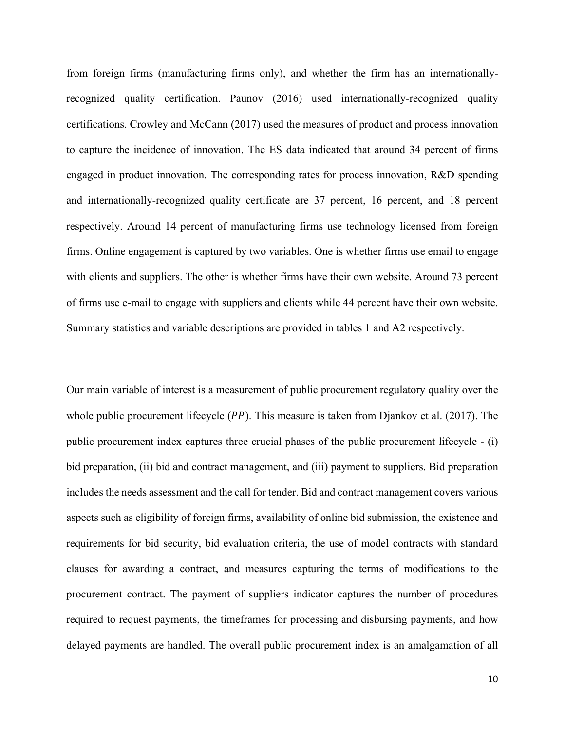from foreign firms (manufacturing firms only), and whether the firm has an internationally-recognized quality certification. Paunov (2016) used internationally-recognized quality certifications. Crowley and McCann (2017) used the measures of product and process innovation to capture the incidence of innovation. The ES data indicated that around 34 percent of firms engaged in product innovation. The corresponding rates for process innovation, R&D spending and internationally-recognized quality certificate are 37 percent, 16 percent, and 18 percent respectively. Around 14 percent of manufacturing firms use technology licensed from foreign firms. Online engagement is captured by two variables. One is whether firms use email to engage with clients and suppliers. The other is whether firms have their own website. Around 73 percent of firms use e-mail to engage with suppliers and clients while 44 percent have their own website. Summary statistics and variable descriptions are provided in tables 1 and A2 respectively.

Our main variable of interest is a measurement of public procurement regulatory quality over the whole public procurement lifecycle ($PP$). This measure is taken from Djankov et al. (2017). The public procurement index captures three crucial phases of the public procurement lifecycle - (i) bid preparation, (ii) bid and contract management, and (iii) payment to suppliers. Bid preparation includes the needs assessment and the call for tender. Bid and contract management covers various aspects such as eligibility of foreign firms, availability of online bid submission, the existence and requirements for bid security, bid evaluation criteria, the use of model contracts with standard clauses for awarding a contract, and measures capturing the terms of modifications to the procurement contract. The payment of suppliers indicator captures the number of procedures required to request payments, the timeframes for processing and disbursing payments, and how delayed payments are handled. The overall public procurement index is an amalgamation of all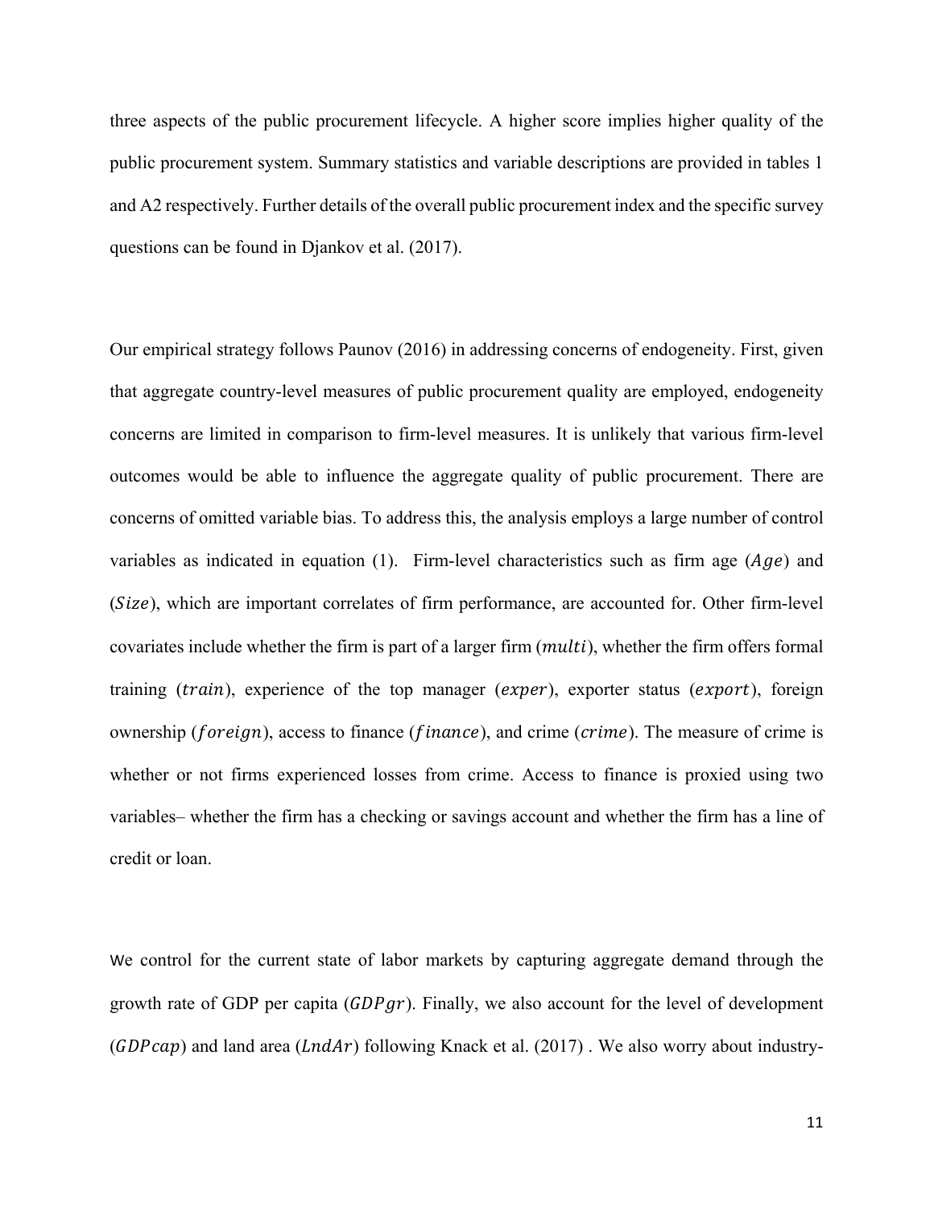three aspects of the public procurement lifecycle. A higher score implies higher quality of the public procurement system. Summary statistics and variable descriptions are provided in tables 1 and A2 respectively. Further details of the overall public procurement index and the specific survey questions can be found in Djankov et al. (2017).

Our empirical strategy follows Paunov (2016) in addressing concerns of endogeneity. First, given that aggregate country-level measures of public procurement quality are employed, endogeneity concerns are limited in comparison to firm-level measures. It is unlikely that various firm-level outcomes would be able to influence the aggregate quality of public procurement. There are concerns of omitted variable bias. To address this, the analysis employs a large number of control variables as indicated in equation (1). Firm-level characteristics such as firm age ($Age$) and ($Size$), which are important correlates of firm performance, are accounted for. Other firm-level covariates include whether the firm is part of a larger firm ($multi$), whether the firm offers formal training ($train$), experience of the top manager ($exper$), exporter status ($export$), foreign ownership ($foreign$), access to finance ($finance$), and crime ($crime$). The measure of crime is whether or not firms experienced losses from crime. Access to finance is proxied using two variables– whether the firm has a checking or savings account and whether the firm has a line of credit or loan.

We control for the current state of labor markets by capturing aggregate demand through the growth rate of GDP per capita ($GDPgr$). Finally, we also account for the level of development ($GDPcap$) and land area ($LndAr$) following Knack et al. (2017) . We also worry about industry-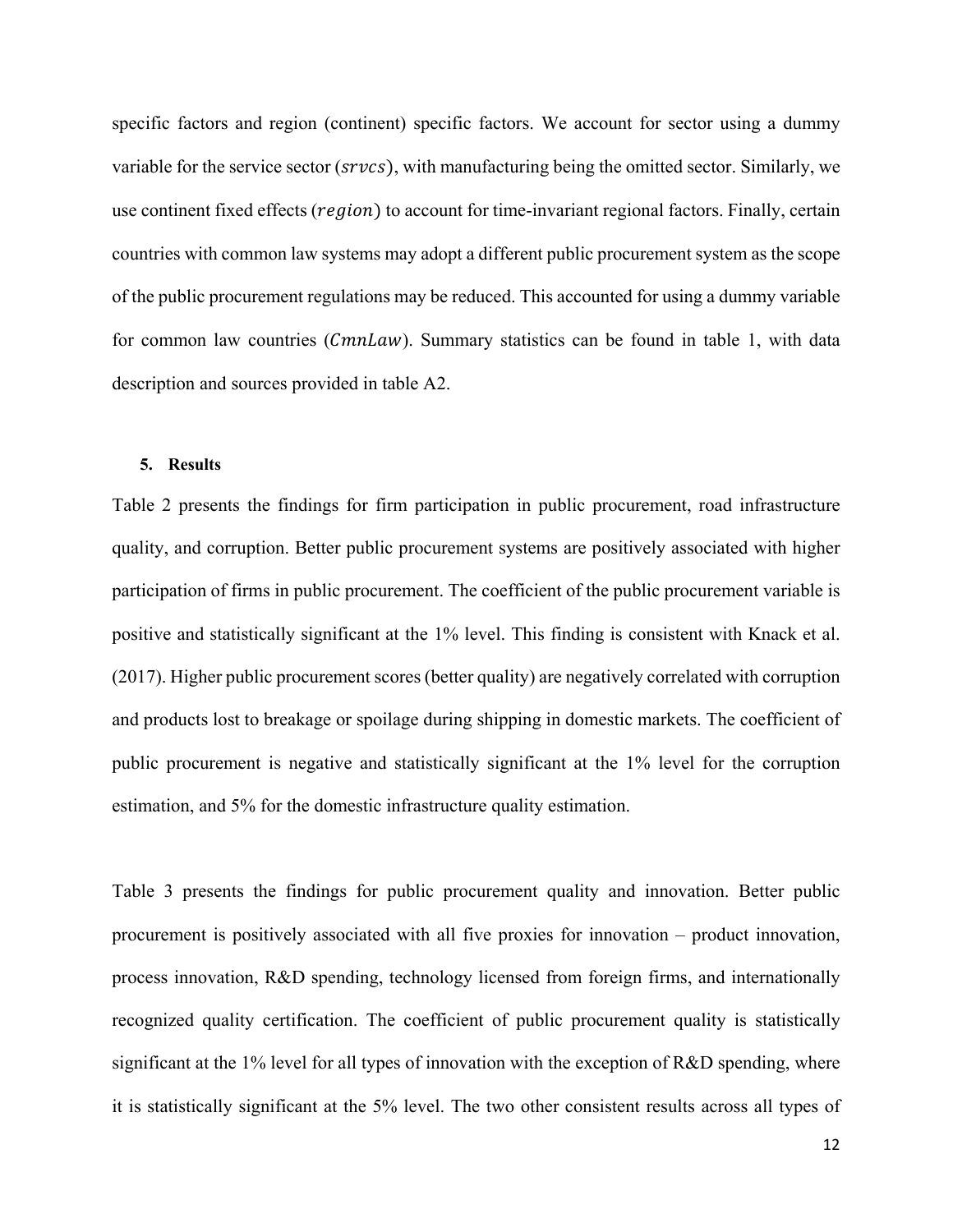specific factors and region (continent) specific factors. We account for sector using a dummy variable for the service sector ($srvcs$), with manufacturing being the omitted sector. Similarly, we use continent fixed effects ($region$) to account for time-invariant regional factors. Finally, certain countries with common law systems may adopt a different public procurement system as the scope of the public procurement regulations may be reduced. This accounted for using a dummy variable for common law countries ($CmnLaw$). Summary statistics can be found in table 1, with data description and sources provided in table A2.

## 5. Results

Table 2 presents the findings for firm participation in public procurement, road infrastructure quality, and corruption. Better public procurement systems are positively associated with higher participation of firms in public procurement. The coefficient of the public procurement variable is positive and statistically significant at the 1% level. This finding is consistent with Knack et al. (2017). Higher public procurement scores (better quality) are negatively correlated with corruption and products lost to breakage or spoilage during shipping in domestic markets. The coefficient of public procurement is negative and statistically significant at the 1% level for the corruption estimation, and 5% for the domestic infrastructure quality estimation.

Table 3 presents the findings for public procurement quality and innovation. Better public procurement is positively associated with all five proxies for innovation – product innovation, process innovation, R&D spending, technology licensed from foreign firms, and internationally recognized quality certification. The coefficient of public procurement quality is statistically significant at the 1% level for all types of innovation with the exception of R&D spending, where it is statistically significant at the 5% level. The two other consistent results across all types of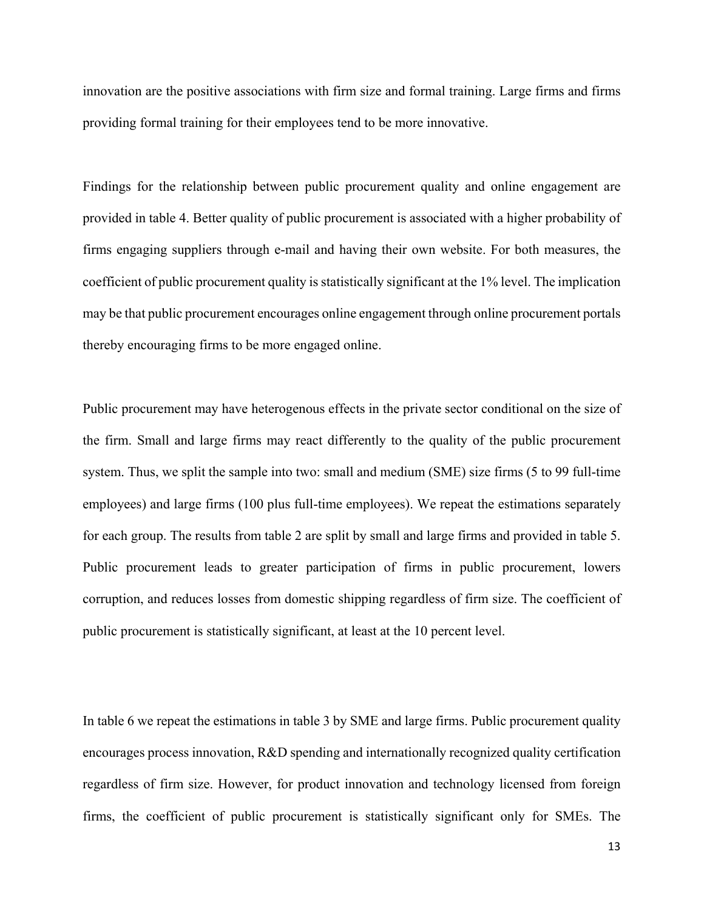innovation are the positive associations with firm size and formal training. Large firms and firms providing formal training for their employees tend to be more innovative.

Findings for the relationship between public procurement quality and online engagement are provided in table 4. Better quality of public procurement is associated with a higher probability of firms engaging suppliers through e-mail and having their own website. For both measures, the coefficient of public procurement quality is statistically significant at the 1% level. The implication may be that public procurement encourages online engagement through online procurement portals thereby encouraging firms to be more engaged online.

Public procurement may have heterogenous effects in the private sector conditional on the size of the firm. Small and large firms may react differently to the quality of the public procurement system. Thus, we split the sample into two: small and medium (SME) size firms (5 to 99 full-time employees) and large firms (100 plus full-time employees). We repeat the estimations separately for each group. The results from table 2 are split by small and large firms and provided in table 5. Public procurement leads to greater participation of firms in public procurement, lowers corruption, and reduces losses from domestic shipping regardless of firm size. The coefficient of public procurement is statistically significant, at least at the 10 percent level.

In table 6 we repeat the estimations in table 3 by SME and large firms. Public procurement quality encourages process innovation, R&D spending and internationally recognized quality certification regardless of firm size. However, for product innovation and technology licensed from foreign firms, the coefficient of public procurement is statistically significant only for SMEs. The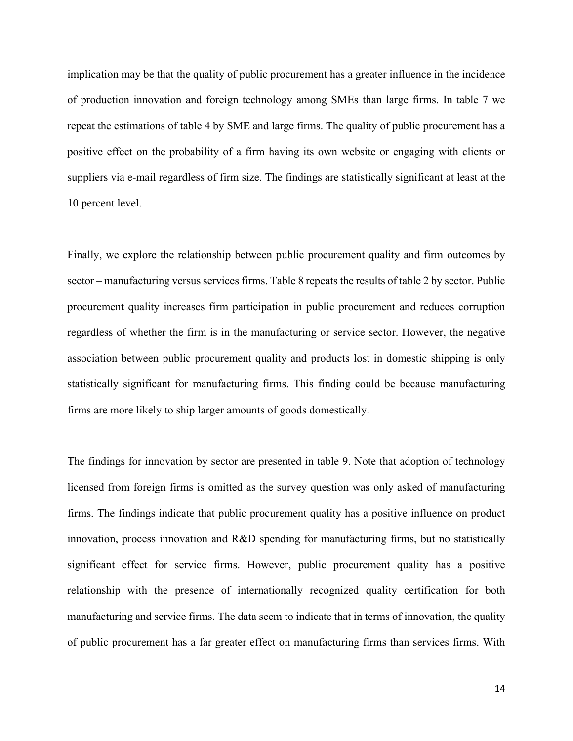implication may be that the quality of public procurement has a greater influence in the incidence of production innovation and foreign technology among SMEs than large firms. In table 7 we repeat the estimations of table 4 by SME and large firms. The quality of public procurement has a positive effect on the probability of a firm having its own website or engaging with clients or suppliers via e-mail regardless of firm size. The findings are statistically significant at least at the 10 percent level.

Finally, we explore the relationship between public procurement quality and firm outcomes by sector – manufacturing versus services firms. Table 8 repeats the results of table 2 by sector. Public procurement quality increases firm participation in public procurement and reduces corruption regardless of whether the firm is in the manufacturing or service sector. However, the negative association between public procurement quality and products lost in domestic shipping is only statistically significant for manufacturing firms. This finding could be because manufacturing firms are more likely to ship larger amounts of goods domestically.

The findings for innovation by sector are presented in table 9. Note that adoption of technology licensed from foreign firms is omitted as the survey question was only asked of manufacturing firms. The findings indicate that public procurement quality has a positive influence on product innovation, process innovation and R&D spending for manufacturing firms, but no statistically significant effect for service firms. However, public procurement quality has a positive relationship with the presence of internationally recognized quality certification for both manufacturing and service firms. The data seem to indicate that in terms of innovation, the quality of public procurement has a far greater effect on manufacturing firms than services firms. With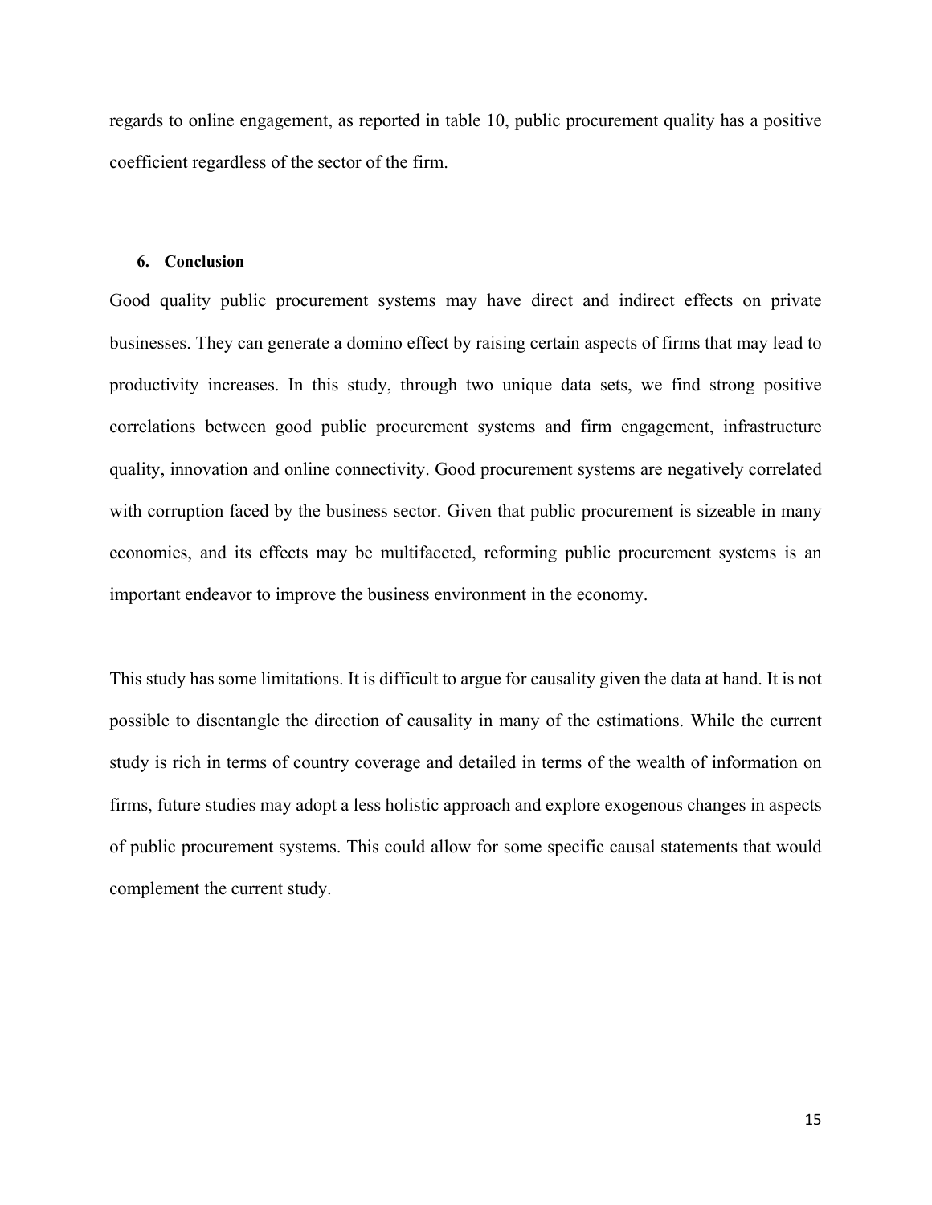regards to online engagement, as reported in table 10, public procurement quality has a positive coefficient regardless of the sector of the firm.

## 6. Conclusion

Good quality public procurement systems may have direct and indirect effects on private businesses. They can generate a domino effect by raising certain aspects of firms that may lead to productivity increases. In this study, through two unique data sets, we find strong positive correlations between good public procurement systems and firm engagement, infrastructure quality, innovation and online connectivity. Good procurement systems are negatively correlated with corruption faced by the business sector. Given that public procurement is sizeable in many economies, and its effects may be multifaceted, reforming public procurement systems is an important endeavor to improve the business environment in the economy.

This study has some limitations. It is difficult to argue for causality given the data at hand. It is not possible to disentangle the direction of causality in many of the estimations. While the current study is rich in terms of country coverage and detailed in terms of the wealth of information on firms, future studies may adopt a less holistic approach and explore exogenous changes in aspects of public procurement systems. This could allow for some specific causal statements that would complement the current study.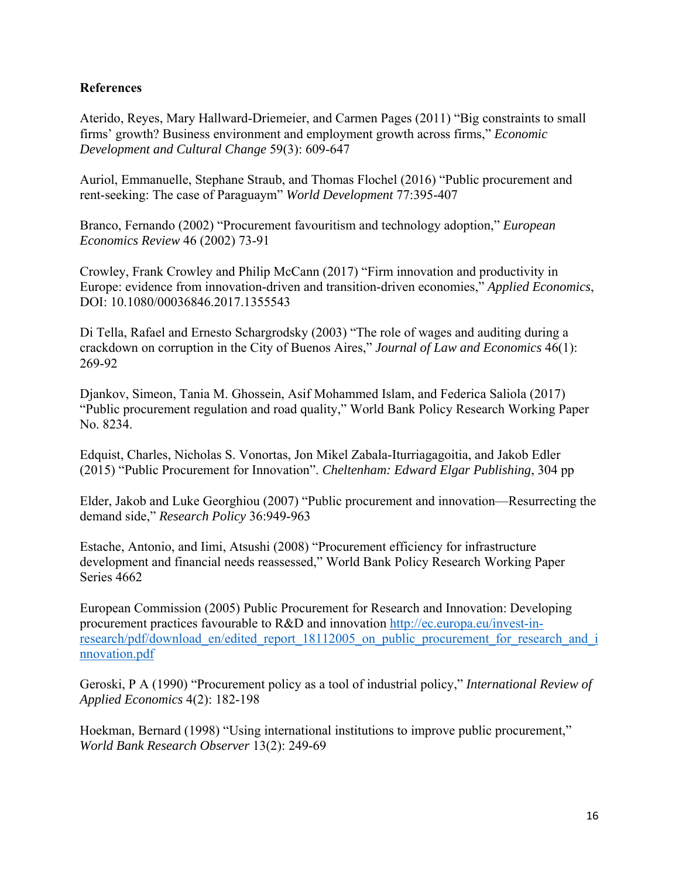**References**

Aterido, Reyes, Mary Hallward-Driemeier, and Carmen Pages (2011) "Big constraints to small firms' growth? Business environment and employment growth across firms," *Economic Development and Cultural Change* 59(3): 609-647

Auriol, Emmanuelle, Stephane Straub, and Thomas Flochel (2016) "Public procurement and rent-seeking: The case of Paraguaym" *World Development* 77:395-407

Branco, Fernando (2002) "Procurement favouritism and technology adoption," *European Economics Review* 46 (2002) 73-91

Crowley, Frank Crowley and Philip McCann (2017) "Firm innovation and productivity in Europe: evidence from innovation-driven and transition-driven economies," *Applied Economics*, DOI: 10.1080/00036846.2017.1355543

Di Tella, Rafael and Ernesto Schargrodsky (2003) "The role of wages and auditing during a crackdown on corruption in the City of Buenos Aires," *Journal of Law and Economics* 46(1): 269-92

Djankov, Simeon, Tania M. Ghossein, Asif Mohammed Islam, and Federica Saliola (2017) "Public procurement regulation and road quality," World Bank Policy Research Working Paper No. 8234.

Edquist, Charles, Nicholas S. Vonortas, Jon Mikel Zabala-Iturriagagoitia, and Jakob Edler (2015) "Public Procurement for Innovation". *Cheltenham: Edward Elgar Publishing*, 304 pp

Elder, Jakob and Luke Georghiou (2007) "Public procurement and innovation—Resurrecting the demand side," *Research Policy* 36:949-963

Estache, Antonio, and Iimi, Atsushi (2008) "Procurement efficiency for infrastructure development and financial needs reassessed," World Bank Policy Research Working Paper Series 4662

European Commission (2005) Public Procurement for Research and Innovation: Developing procurement practices favourable to R&D and innovation http://ec.europa.eu/invest-in-research/pdf/download_en/edited_report_18112005_on_public_procurement_for_research_and_innovation.pdf

Geroski, P A (1990) "Procurement policy as a tool of industrial policy," *International Review of Applied Economics* 4(2): 182-198

Hoekman, Bernard (1998) "Using international institutions to improve public procurement," *World Bank Research Observer* 13(2): 249-69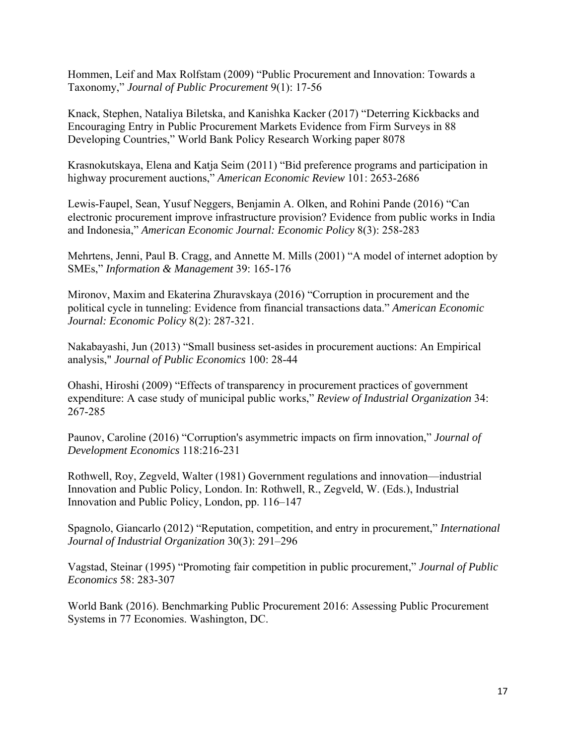Hommen, Leif and Max Rolfstam (2009) "Public Procurement and Innovation: Towards a Taxonomy," *Journal of Public Procurement* 9(1): 17-56

Knack, Stephen, Nataliya Biletska, and Kanishka Kacker (2017) "Deterring Kickbacks and Encouraging Entry in Public Procurement Markets Evidence from Firm Surveys in 88 Developing Countries," World Bank Policy Research Working paper 8078

Krasnokutskaya, Elena and Katja Seim (2011) "Bid preference programs and participation in highway procurement auctions," *American Economic Review* 101: 2653-2686

Lewis-Faupel, Sean, Yusuf Neggers, Benjamin A. Olken, and Rohini Pande (2016) "Can electronic procurement improve infrastructure provision? Evidence from public works in India and Indonesia," *American Economic Journal: Economic Policy* 8(3): 258-283

Mehrtens, Jenni, Paul B. Cragg, and Annette M. Mills (2001) "A model of internet adoption by SMEs," *Information & Management* 39: 165-176

Mironov, Maxim and Ekaterina Zhuravskaya (2016) "Corruption in procurement and the political cycle in tunneling: Evidence from financial transactions data." *American Economic Journal: Economic Policy* 8(2): 287-321.

Nakabayashi, Jun (2013) "Small business set-asides in procurement auctions: An Empirical analysis," *Journal of Public Economics* 100: 28-44

Ohashi, Hiroshi (2009) "Effects of transparency in procurement practices of government expenditure: A case study of municipal public works," *Review of Industrial Organization* 34: 267-285

Paunov, Caroline (2016) "Corruption's asymmetric impacts on firm innovation," *Journal of Development Economics* 118:216-231

Rothwell, Roy, Zegveld, Walter (1981) Government regulations and innovation—industrial Innovation and Public Policy, London. In: Rothwell, R., Zegveld, W. (Eds.), Industrial Innovation and Public Policy, London, pp. 116–147

Spagnolo, Giancarlo (2012) "Reputation, competition, and entry in procurement," *International Journal of Industrial Organization* 30(3): 291–296

Vagstad, Steinar (1995) "Promoting fair competition in public procurement," *Journal of Public Economics* 58: 283-307

World Bank (2016). Benchmarking Public Procurement 2016: Assessing Public Procurement Systems in 77 Economies. Washington, DC.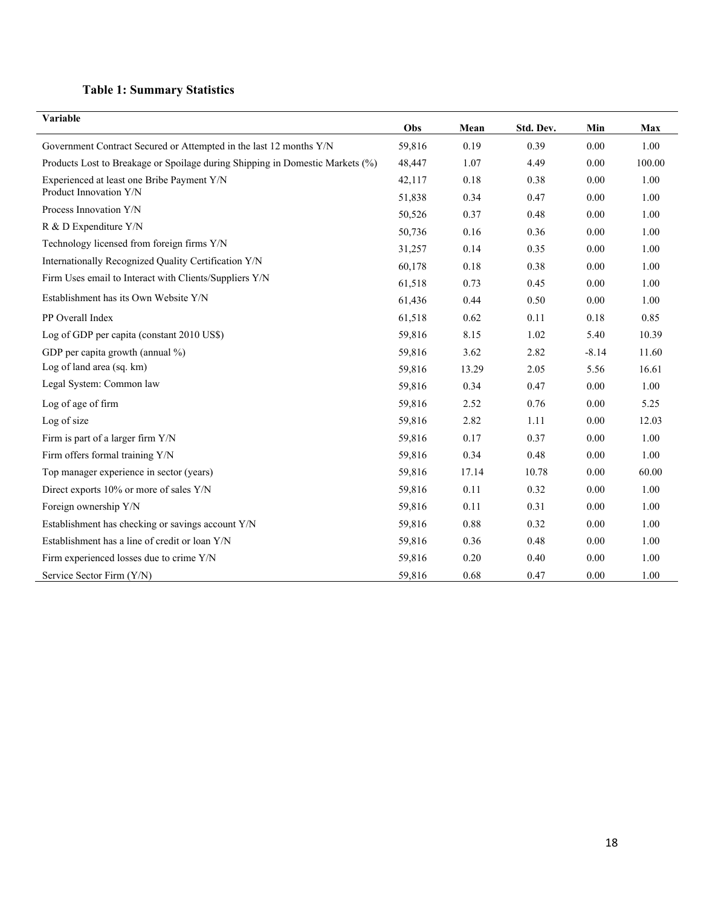**Table 1: Summary Statistics**

| Variable | Obs | Mean | Std. Dev. | Min | Max |
|---|---|---|---|---|---|
| Government Contract Secured or Attempted in the last 12 months Y/N | 59,816 | 0.19 | 0.39 | 0.00 | 1.00 |
| Products Lost to Breakage or Spoilage during Shipping in Domestic Markets (%) | 48,447 | 1.07 | 4.49 | 0.00 | 100.00 |
| Experienced at least one Bribe Payment Y/N | 42,117 | 0.18 | 0.38 | 0.00 | 1.00 |
| Product Innovation Y/N | 51,838 | 0.34 | 0.47 | 0.00 | 1.00 |
| Process Innovation Y/N | 50,526 | 0.37 | 0.48 | 0.00 | 1.00 |
| R & D Expenditure Y/N | 50,736 | 0.16 | 0.36 | 0.00 | 1.00 |
| Technology licensed from foreign firms Y/N | 31,257 | 0.14 | 0.35 | 0.00 | 1.00 |
| Internationally Recognized Quality Certification Y/N | 60,178 | 0.18 | 0.38 | 0.00 | 1.00 |
| Firm Uses email to Interact with Clients/Suppliers Y/N | 61,518 | 0.73 | 0.45 | 0.00 | 1.00 |
| Establishment has its Own Website Y/N | 61,436 | 0.44 | 0.50 | 0.00 | 1.00 |
| PP Overall Index | 61,518 | 0.62 | 0.11 | 0.18 | 0.85 |
| Log of GDP per capita (constant 2010 US$) | 59,816 | 8.15 | 1.02 | 5.40 | 10.39 |
| GDP per capita growth (annual %) | 59,816 | 3.62 | 2.82 | -8.14 | 11.60 |
| Log of land area (sq. km) | 59,816 | 13.29 | 2.05 | 5.56 | 16.61 |
| Legal System: Common law | 59,816 | 0.34 | 0.47 | 0.00 | 1.00 |
| Log of age of firm | 59,816 | 2.52 | 0.76 | 0.00 | 5.25 |
| Log of size | 59,816 | 2.82 | 1.11 | 0.00 | 12.03 |
| Firm is part of a larger firm Y/N | 59,816 | 0.17 | 0.37 | 0.00 | 1.00 |
| Firm offers formal training Y/N | 59,816 | 0.34 | 0.48 | 0.00 | 1.00 |
| Top manager experience in sector (years) | 59,816 | 17.14 | 10.78 | 0.00 | 60.00 |
| Direct exports 10% or more of sales Y/N | 59,816 | 0.11 | 0.32 | 0.00 | 1.00 |
| Foreign ownership Y/N | 59,816 | 0.11 | 0.31 | 0.00 | 1.00 |
| Establishment has checking or savings account Y/N | 59,816 | 0.88 | 0.32 | 0.00 | 1.00 |
| Establishment has a line of credit or loan Y/N | 59,816 | 0.36 | 0.48 | 0.00 | 1.00 |
| Firm experienced losses due to crime Y/N | 59,816 | 0.20 | 0.40 | 0.00 | 1.00 |
| Service Sector Firm (Y/N) | 59,816 | 0.68 | 0.47 | 0.00 | 1.00 |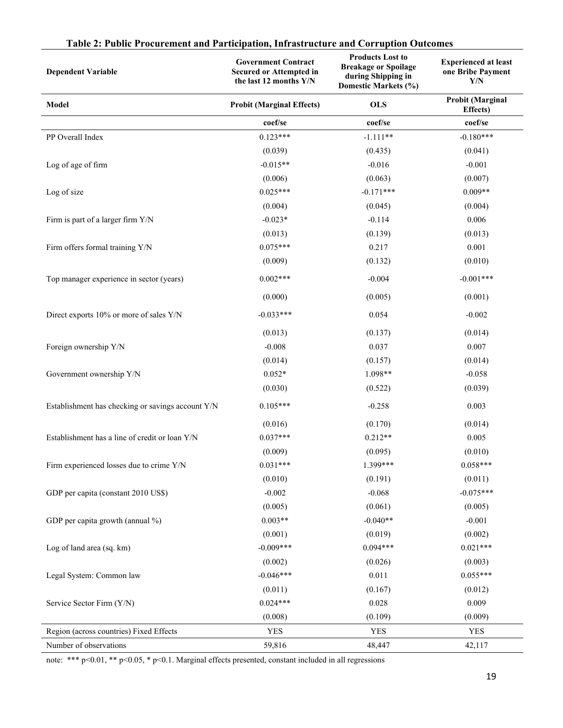**Table 2: Public Procurement and Participation, Infrastructure and Corruption Outcomes**

| Dependent Variable | Government Contract Secured or Attempted in the last 12 months Y/N | Products Lost to Breakage or Spoilage during Shipping in Domestic Markets (%) | Experienced at least one Bribe Payment Y/N |
|---|---|---|---|
| **Model** | **Probit (Marginal Effects)** | **OLS** | **Probit (Marginal Effects)** |
| | **coef/se** | **coef/se** | **coef/se** |
| PP Overall Index | 0.123*** | -1.111** | -0.180*** |
| | (0.039) | (0.435) | (0.041) |
| Log of age of firm | -0.015** | -0.016 | -0.001 |
| | (0.006) | (0.063) | (0.007) |
| Log of size | 0.025*** | -0.171*** | 0.009** |
| | (0.004) | (0.045) | (0.004) |
| Firm is part of a larger firm Y/N | -0.023* | -0.114 | 0.006 |
| | (0.013) | (0.139) | (0.013) |
| Firm offers formal training Y/N | 0.075*** | 0.217 | 0.001 |
| | (0.009) | (0.132) | (0.010) |
| Top manager experience in sector (years) | 0.002*** | -0.004 | -0.001*** |
| | (0.000) | (0.005) | (0.001) |
| Direct exports 10% or more of sales Y/N | -0.033*** | 0.054 | -0.002 |
| | (0.013) | (0.137) | (0.014) |
| Foreign ownership Y/N | -0.008 | 0.037 | 0.007 |
| | (0.014) | (0.157) | (0.014) |
| Government ownership Y/N | 0.052* | 1.098** | -0.058 |
| | (0.030) | (0.522) | (0.039) |
| Establishment has checking or savings account Y/N | 0.105*** | -0.258 | 0.003 |
| | (0.016) | (0.170) | (0.014) |
| Establishment has a line of credit or loan Y/N | 0.037*** | 0.212** | 0.005 |
| | (0.009) | (0.095) | (0.010) |
| Firm experienced losses due to crime Y/N | 0.031*** | 1.399*** | 0.058*** |
| | (0.010) | (0.191) | (0.011) |
| GDP per capita (constant 2010 US$) | -0.002 | -0.068 | -0.075*** |
| | (0.005) | (0.061) | (0.005) |
| GDP per capita growth (annual %) | 0.003** | -0.040** | -0.001 |
| | (0.001) | (0.019) | (0.002) |
| Log of land area (sq. km) | -0.009*** | 0.094*** | 0.021*** |
| | (0.002) | (0.026) | (0.003) |
| Legal System: Common law | -0.046*** | 0.011 | 0.055*** |
| | (0.011) | (0.167) | (0.012) |
| Service Sector Firm (Y/N) | 0.024*** | 0.028 | 0.009 |
| | (0.008) | (0.109) | (0.009) |
| Region (across countries) Fixed Effects | YES | YES | YES |
| Number of observations | 59,816 | 48,447 | 42,117 |

note: *** p<0.01, ** p<0.05, * p<0.1. Marginal effects presented, constant included in all regressions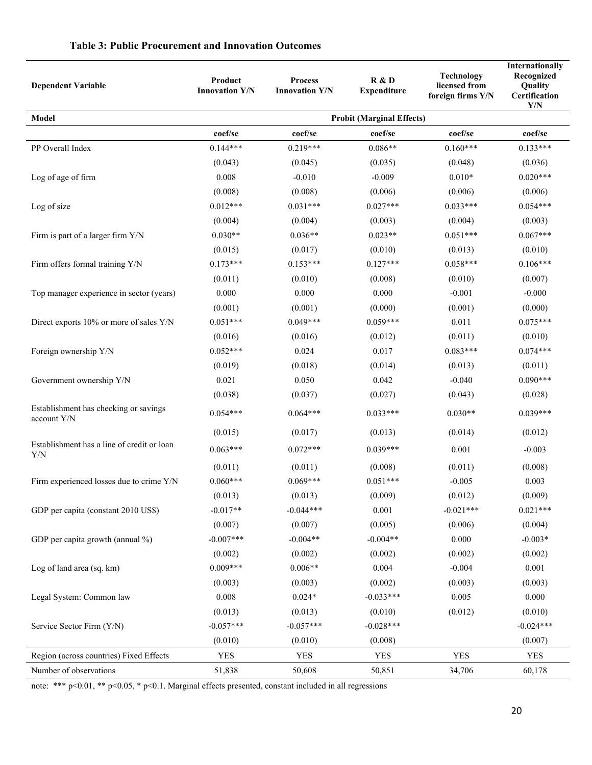### Table 3: Public Procurement and Innovation Outcomes

| Dependent Variable | Product Innovation Y/N | Process Innovation Y/N | R & D Expenditure | Technology licensed from foreign firms Y/N | Internationally Recognized Quality Certification Y/N |
|---|---|---|---|---|---|
| **Model** | | | **Probit (Marginal Effects)** | | |
| | **coef/se** | **coef/se** | **coef/se** | **coef/se** | **coef/se** |
| PP Overall Index | 0.144*** | 0.219*** | 0.086** | 0.160*** | 0.133*** |
| | (0.043) | (0.045) | (0.035) | (0.048) | (0.036) |
| Log of age of firm | 0.008 | -0.010 | -0.009 | 0.010* | 0.020*** |
| | (0.008) | (0.008) | (0.006) | (0.006) | (0.006) |
| Log of size | 0.012*** | 0.031*** | 0.027*** | 0.033*** | 0.054*** |
| | (0.004) | (0.004) | (0.003) | (0.004) | (0.003) |
| Firm is part of a larger firm Y/N | 0.030** | 0.036** | 0.023** | 0.051*** | 0.067*** |
| | (0.015) | (0.017) | (0.010) | (0.013) | (0.010) |
| Firm offers formal training Y/N | 0.173*** | 0.153*** | 0.127*** | 0.058*** | 0.106*** |
| | (0.011) | (0.010) | (0.008) | (0.010) | (0.007) |
| Top manager experience in sector (years) | 0.000 | 0.000 | 0.000 | -0.001 | -0.000 |
| | (0.001) | (0.001) | (0.000) | (0.001) | (0.000) |
| Direct exports 10% or more of sales Y/N | 0.051*** | 0.049*** | 0.059*** | 0.011 | 0.075*** |
| | (0.016) | (0.016) | (0.012) | (0.011) | (0.010) |
| Foreign ownership Y/N | 0.052*** | 0.024 | 0.017 | 0.083*** | 0.074*** |
| | (0.019) | (0.018) | (0.014) | (0.013) | (0.011) |
| Government ownership Y/N | 0.021 | 0.050 | 0.042 | -0.040 | 0.090*** |
| | (0.038) | (0.037) | (0.027) | (0.043) | (0.028) |
| Establishment has checking or savings account Y/N | 0.054*** | 0.064*** | 0.033*** | 0.030** | 0.039*** |
| | (0.015) | (0.017) | (0.013) | (0.014) | (0.012) |
| Establishment has a line of credit or loan Y/N | 0.063*** | 0.072*** | 0.039*** | 0.001 | -0.003 |
| | (0.011) | (0.011) | (0.008) | (0.011) | (0.008) |
| Firm experienced losses due to crime Y/N | 0.060*** | 0.069*** | 0.051*** | -0.005 | 0.003 |
| | (0.013) | (0.013) | (0.009) | (0.012) | (0.009) |
| GDP per capita (constant 2010 US$) | -0.017** | -0.044*** | 0.001 | -0.021*** | 0.021*** |
| | (0.007) | (0.007) | (0.005) | (0.006) | (0.004) |
| GDP per capita growth (annual %) | -0.007*** | -0.004** | -0.004** | 0.000 | -0.003* |
| | (0.002) | (0.002) | (0.002) | (0.002) | (0.002) |
| Log of land area (sq. km) | 0.009*** | 0.006** | 0.004 | -0.004 | 0.001 |
| | (0.003) | (0.003) | (0.002) | (0.003) | (0.003) |
| Legal System: Common law | 0.008 | 0.024* | -0.033*** | 0.005 | 0.000 |
| | (0.013) | (0.013) | (0.010) | (0.012) | (0.010) |
| Service Sector Firm (Y/N) | -0.057*** | -0.057*** | -0.028*** | | -0.024*** |
| | (0.010) | (0.010) | (0.008) | | (0.007) |
| Region (across countries) Fixed Effects | YES | YES | YES | YES | YES |
| Number of observations | 51,838 | 50,608 | 50,851 | 34,706 | 60,178 |

note: *** p<0.01, ** p<0.05, * p<0.1. Marginal effects presented, constant included in all regressions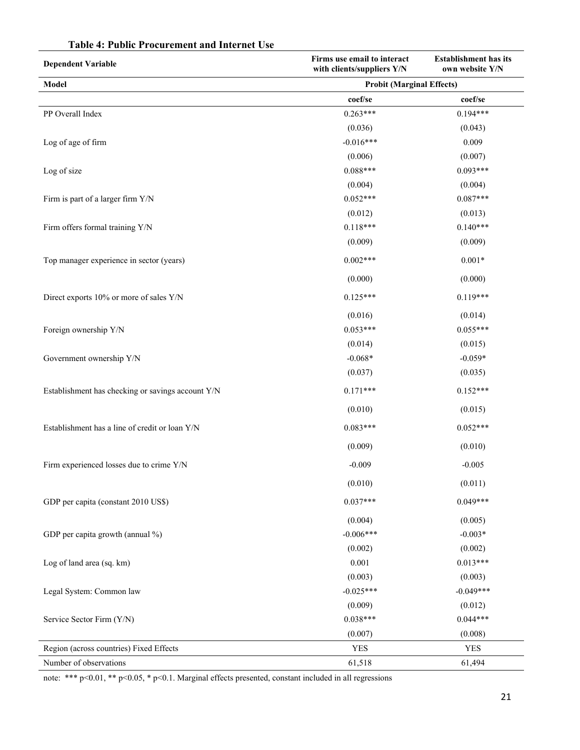**Table 4: Public Procurement and Internet Use**

| Dependent Variable | Firms use email to interact with clients/suppliers Y/N | Establishment has its own website Y/N |
|---|---|---|
| **Model** | **Probit (Marginal Effects)** | |
| | **coef/se** | **coef/se** |
| PP Overall Index | 0.263*** | 0.194*** |
| | (0.036) | (0.043) |
| Log of age of firm | -0.016*** | 0.009 |
| | (0.006) | (0.007) |
| Log of size | 0.088*** | 0.093*** |
| | (0.004) | (0.004) |
| Firm is part of a larger firm Y/N | 0.052*** | 0.087*** |
| | (0.012) | (0.013) |
| Firm offers formal training Y/N | 0.118*** | 0.140*** |
| | (0.009) | (0.009) |
| Top manager experience in sector (years) | 0.002*** | 0.001* |
| | (0.000) | (0.000) |
| Direct exports 10% or more of sales Y/N | 0.125*** | 0.119*** |
| | (0.016) | (0.014) |
| Foreign ownership Y/N | 0.053*** | 0.055*** |
| | (0.014) | (0.015) |
| Government ownership Y/N | -0.068* | -0.059* |
| | (0.037) | (0.035) |
| Establishment has checking or savings account Y/N | 0.171*** | 0.152*** |
| | (0.010) | (0.015) |
| Establishment has a line of credit or loan Y/N | 0.083*** | 0.052*** |
| | (0.009) | (0.010) |
| Firm experienced losses due to crime Y/N | -0.009 | -0.005 |
| | (0.010) | (0.011) |
| GDP per capita (constant 2010 US$) | 0.037*** | 0.049*** |
| | (0.004) | (0.005) |
| GDP per capita growth (annual %) | -0.006*** | -0.003* |
| | (0.002) | (0.002) |
| Log of land area (sq. km) | 0.001 | 0.013*** |
| | (0.003) | (0.003) |
| Legal System: Common law | -0.025*** | -0.049*** |
| | (0.009) | (0.012) |
| Service Sector Firm (Y/N) | 0.038*** | 0.044*** |
| | (0.007) | (0.008) |
| Region (across countries) Fixed Effects | YES | YES |
| Number of observations | 61,518 | 61,494 |

note: *** p<0.01, ** p<0.05, * p<0.1. Marginal effects presented, constant included in all regressions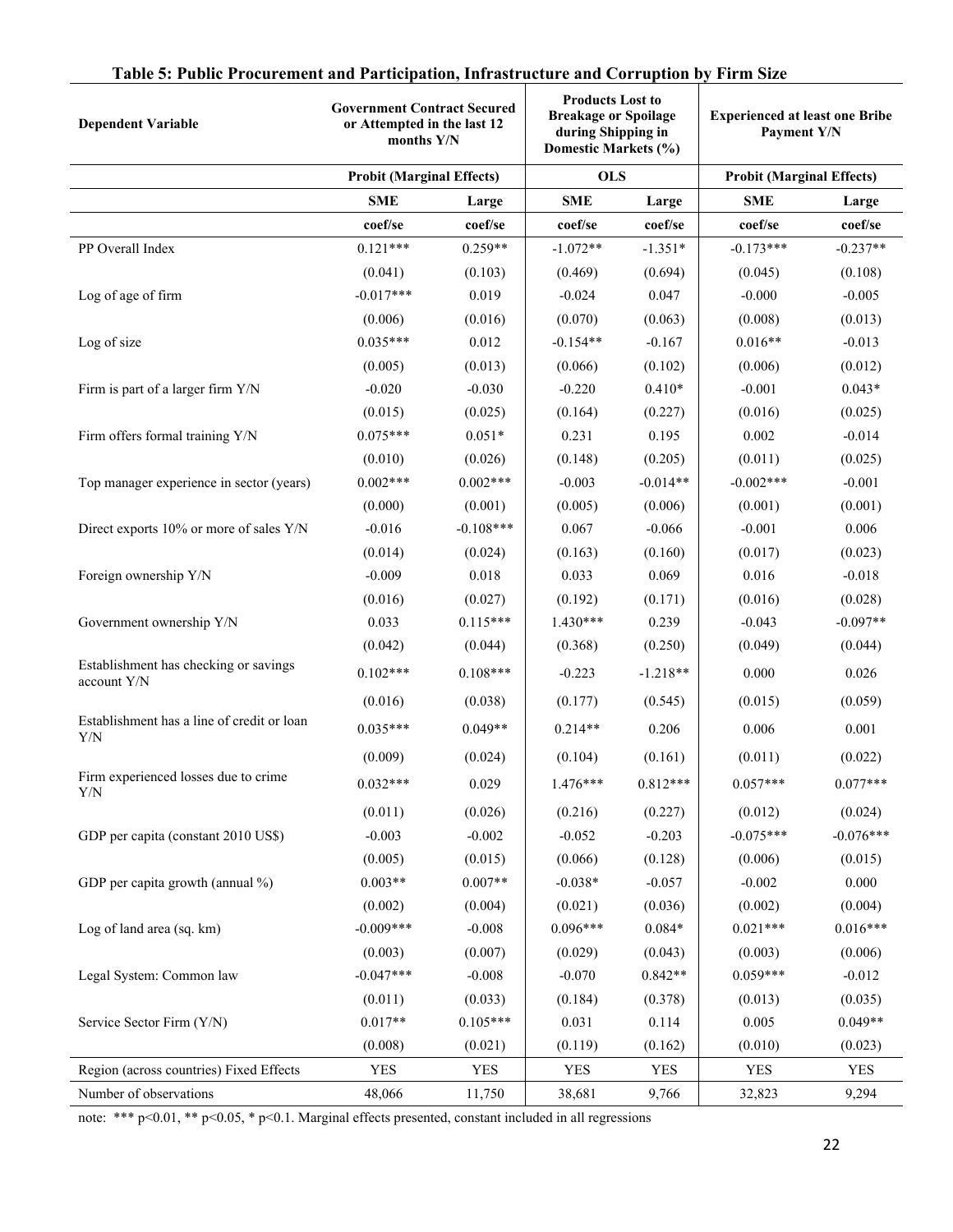### Table 5: Public Procurement and Participation, Infrastructure and Corruption by Firm Size

| Dependent Variable | Government Contract Secured or Attempted in the last 12 months Y/N | | Products Lost to Breakage or Spoilage during Shipping in Domestic Markets (%) | | Experienced at least one Bribe Payment Y/N | |
|---|---|---|---|---|---|---|
| | Probit (Marginal Effects) | | OLS | | Probit (Marginal Effects) | |
| | SME | Large | SME | Large | SME | Large |
| | coef/se | coef/se | coef/se | coef/se | coef/se | coef/se |
| PP Overall Index | 0.121*** | 0.259** | -1.072** | -1.351* | -0.173*** | -0.237** |
| | (0.041) | (0.103) | (0.469) | (0.694) | (0.045) | (0.108) |
| Log of age of firm | -0.017*** | 0.019 | -0.024 | 0.047 | -0.000 | -0.005 |
| | (0.006) | (0.016) | (0.070) | (0.063) | (0.008) | (0.013) |
| Log of size | 0.035*** | 0.012 | -0.154** | -0.167 | 0.016** | -0.013 |
| | (0.005) | (0.013) | (0.066) | (0.102) | (0.006) | (0.012) |
| Firm is part of a larger firm Y/N | -0.020 | -0.030 | -0.220 | 0.410* | -0.001 | 0.043* |
| | (0.015) | (0.025) | (0.164) | (0.227) | (0.016) | (0.025) |
| Firm offers formal training Y/N | 0.075*** | 0.051* | 0.231 | 0.195 | 0.002 | -0.014 |
| | (0.010) | (0.026) | (0.148) | (0.205) | (0.011) | (0.025) |
| Top manager experience in sector (years) | 0.002*** | 0.002*** | -0.003 | -0.014** | -0.002*** | -0.001 |
| | (0.000) | (0.001) | (0.005) | (0.006) | (0.001) | (0.001) |
| Direct exports 10% or more of sales Y/N | -0.016 | -0.108*** | 0.067 | -0.066 | -0.001 | 0.006 |
| | (0.014) | (0.024) | (0.163) | (0.160) | (0.017) | (0.023) |
| Foreign ownership Y/N | -0.009 | 0.018 | 0.033 | 0.069 | 0.016 | -0.018 |
| | (0.016) | (0.027) | (0.192) | (0.171) | (0.016) | (0.028) |
| Government ownership Y/N | 0.033 | 0.115*** | 1.430*** | 0.239 | -0.043 | -0.097** |
| | (0.042) | (0.044) | (0.368) | (0.250) | (0.049) | (0.044) |
| Establishment has checking or savings account Y/N | 0.102*** | 0.108*** | -0.223 | -1.218** | 0.000 | 0.026 |
| | (0.016) | (0.038) | (0.177) | (0.545) | (0.015) | (0.059) |
| Establishment has a line of credit or loan Y/N | 0.035*** | 0.049** | 0.214** | 0.206 | 0.006 | 0.001 |
| | (0.009) | (0.024) | (0.104) | (0.161) | (0.011) | (0.022) |
| Firm experienced losses due to crime Y/N | 0.032*** | 0.029 | 1.476*** | 0.812*** | 0.057*** | 0.077*** |
| | (0.011) | (0.026) | (0.216) | (0.227) | (0.012) | (0.024) |
| GDP per capita (constant 2010 US$) | -0.003 | -0.002 | -0.052 | -0.203 | -0.075*** | -0.076*** |
| | (0.005) | (0.015) | (0.066) | (0.128) | (0.006) | (0.015) |
| GDP per capita growth (annual %) | 0.003** | 0.007** | -0.038* | -0.057 | -0.002 | 0.000 |
| | (0.002) | (0.004) | (0.021) | (0.036) | (0.002) | (0.004) |
| Log of land area (sq. km) | -0.009*** | -0.008 | 0.096*** | 0.084* | 0.021*** | 0.016*** |
| | (0.003) | (0.007) | (0.029) | (0.043) | (0.003) | (0.006) |
| Legal System: Common law | -0.047*** | -0.008 | -0.070 | 0.842** | 0.059*** | -0.012 |
| | (0.011) | (0.033) | (0.184) | (0.378) | (0.013) | (0.035) |
| Service Sector Firm (Y/N) | 0.017** | 0.105*** | 0.031 | 0.114 | 0.005 | 0.049** |
| | (0.008) | (0.021) | (0.119) | (0.162) | (0.010) | (0.023) |
| Region (across countries) Fixed Effects | YES | YES | YES | YES | YES | YES |
| Number of observations | 48,066 | 11,750 | 38,681 | 9,766 | 32,823 | 9,294 |

note: *** p<0.01, ** p<0.05, * p<0.1. Marginal effects presented, constant included in all regressions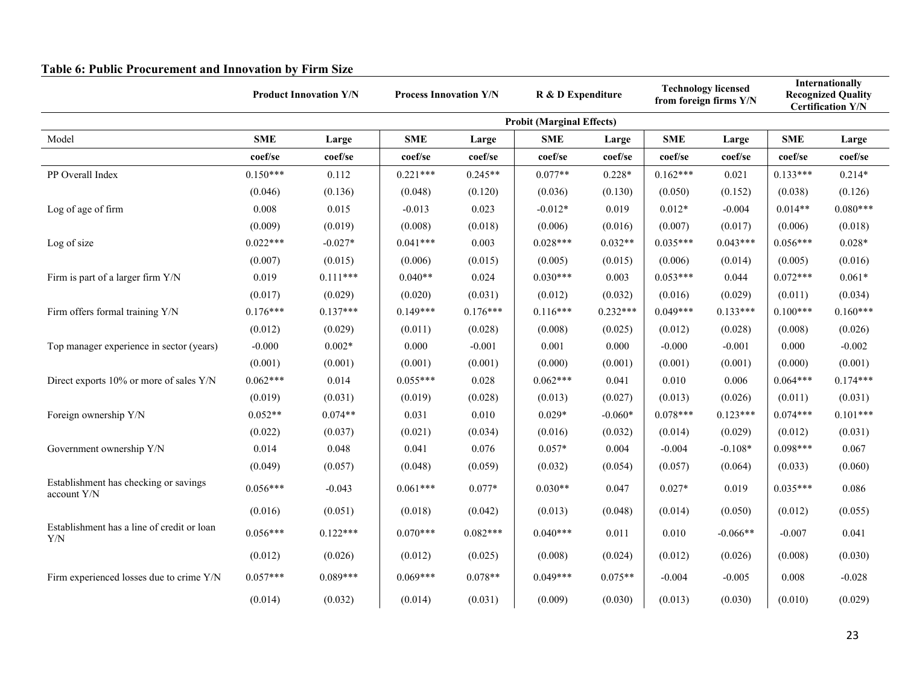**Table 6: Public Procurement and Innovation by Firm Size**

| | Product Innovation Y/N | | Process Innovation Y/N | | R & D Expenditure | | Technology licensed from foreign firms Y/N | | Internationally Recognized Quality Certification Y/N | |
|---|---|---|---|---|---|---|---|---|---|---|
| | Probit (Marginal Effects) | | | | | | | | | |
| Model | SME | Large | SME | Large | SME | Large | SME | Large | SME | Large |
| | coef/se | coef/se | coef/se | coef/se | coef/se | coef/se | coef/se | coef/se | coef/se | coef/se |
| PP Overall Index | 0.150*** | 0.112 | 0.221*** | 0.245** | 0.077** | 0.228* | 0.162*** | 0.021 | 0.133*** | 0.214* |
| | (0.046) | (0.136) | (0.048) | (0.120) | (0.036) | (0.130) | (0.050) | (0.152) | (0.038) | (0.126) |
| Log of age of firm | 0.008 | 0.015 | -0.013 | 0.023 | -0.012* | 0.019 | 0.012* | -0.004 | 0.014** | 0.080*** |
| | (0.009) | (0.019) | (0.008) | (0.018) | (0.006) | (0.016) | (0.007) | (0.017) | (0.006) | (0.018) |
| Log of size | 0.022*** | -0.027* | 0.041*** | 0.003 | 0.028*** | 0.032** | 0.035*** | 0.043*** | 0.056*** | 0.028* |
| | (0.007) | (0.015) | (0.006) | (0.015) | (0.005) | (0.015) | (0.006) | (0.014) | (0.005) | (0.016) |
| Firm is part of a larger firm Y/N | 0.019 | 0.111*** | 0.040** | 0.024 | 0.030*** | 0.003 | 0.053*** | 0.044 | 0.072*** | 0.061* |
| | (0.017) | (0.029) | (0.020) | (0.031) | (0.012) | (0.032) | (0.016) | (0.029) | (0.011) | (0.034) |
| Firm offers formal training Y/N | 0.176*** | 0.137*** | 0.149*** | 0.176*** | 0.116*** | 0.232*** | 0.049*** | 0.133*** | 0.100*** | 0.160*** |
| | (0.012) | (0.029) | (0.011) | (0.028) | (0.008) | (0.025) | (0.012) | (0.028) | (0.008) | (0.026) |
| Top manager experience in sector (years) | -0.000 | 0.002* | 0.000 | -0.001 | 0.001 | 0.000 | -0.000 | -0.001 | 0.000 | -0.002 |
| | (0.001) | (0.001) | (0.001) | (0.001) | (0.000) | (0.001) | (0.001) | (0.001) | (0.000) | (0.001) |
| Direct exports 10% or more of sales Y/N | 0.062*** | 0.014 | 0.055*** | 0.028 | 0.062*** | 0.041 | 0.010 | 0.006 | 0.064*** | 0.174*** |
| | (0.019) | (0.031) | (0.019) | (0.028) | (0.013) | (0.027) | (0.013) | (0.026) | (0.011) | (0.031) |
| Foreign ownership Y/N | 0.052** | 0.074** | 0.031 | 0.010 | 0.029* | -0.060* | 0.078*** | 0.123*** | 0.074*** | 0.101*** |
| | (0.022) | (0.037) | (0.021) | (0.034) | (0.016) | (0.032) | (0.014) | (0.029) | (0.012) | (0.031) |
| Government ownership Y/N | 0.014 | 0.048 | 0.041 | 0.076 | 0.057* | 0.004 | -0.004 | -0.108* | 0.098*** | 0.067 |
| | (0.049) | (0.057) | (0.048) | (0.059) | (0.032) | (0.054) | (0.057) | (0.064) | (0.033) | (0.060) |
| Establishment has checking or savings account Y/N | 0.056*** | -0.043 | 0.061*** | 0.077* | 0.030** | 0.047 | 0.027* | 0.019 | 0.035*** | 0.086 |
| | (0.016) | (0.051) | (0.018) | (0.042) | (0.013) | (0.048) | (0.014) | (0.050) | (0.012) | (0.055) |
| Establishment has a line of credit or loan Y/N | 0.056*** | 0.122*** | 0.070*** | 0.082*** | 0.040*** | 0.011 | 0.010 | -0.066** | -0.007 | 0.041 |
| | (0.012) | (0.026) | (0.012) | (0.025) | (0.008) | (0.024) | (0.012) | (0.026) | (0.008) | (0.030) |
| Firm experienced losses due to crime Y/N | 0.057*** | 0.089*** | 0.069*** | 0.078** | 0.049*** | 0.075** | -0.004 | -0.005 | 0.008 | -0.028 |
| | (0.014) | (0.032) | (0.014) | (0.031) | (0.009) | (0.030) | (0.013) | (0.030) | (0.010) | (0.029) |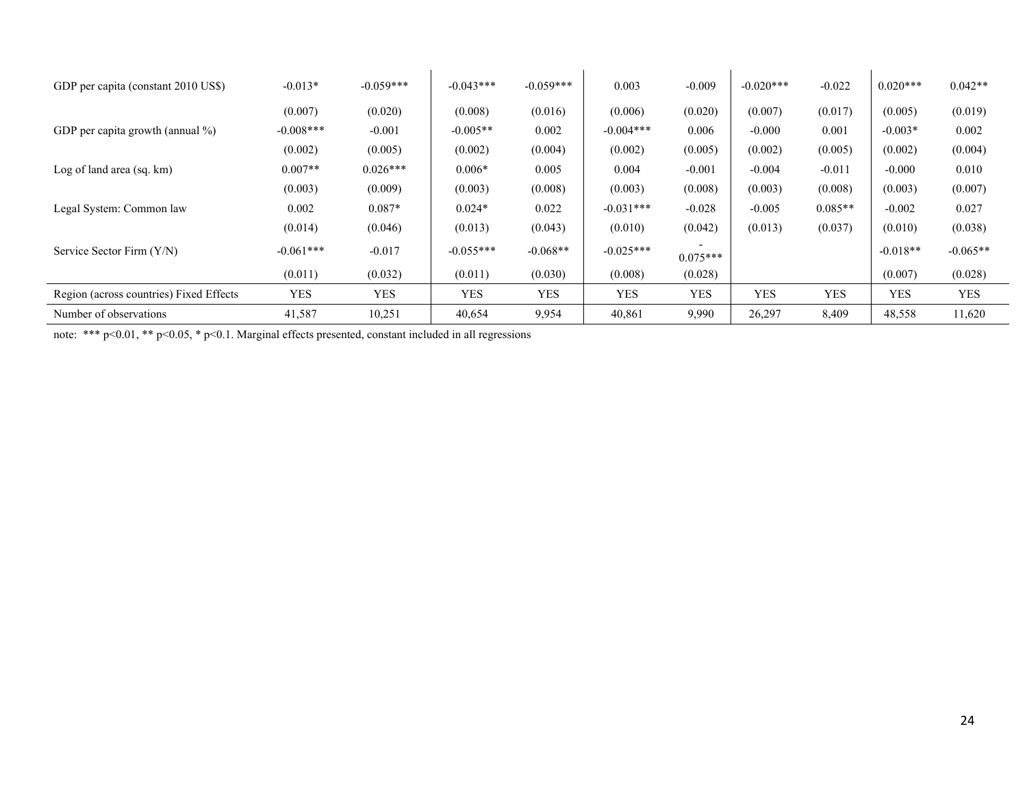| | | | | | | | | | | |
|---|---|---|---|---|---|---|---|---|---|---|
| GDP per capita (constant 2010 US$) | -0.013* | -0.059*** | -0.043*** | -0.059*** | 0.003 | -0.009 | -0.020*** | -0.022 | 0.020*** | 0.042** |
| | (0.007) | (0.020) | (0.008) | (0.016) | (0.006) | (0.020) | (0.007) | (0.017) | (0.005) | (0.019) |
| GDP per capita growth (annual %) | -0.008*** | -0.001 | -0.005** | 0.002 | -0.004*** | 0.006 | -0.000 | 0.001 | -0.003* | 0.002 |
| | (0.002) | (0.005) | (0.002) | (0.004) | (0.002) | (0.005) | (0.002) | (0.005) | (0.002) | (0.004) |
| Log of land area (sq. km) | 0.007** | 0.026*** | 0.006* | 0.005 | 0.004 | -0.001 | -0.004 | -0.011 | -0.000 | 0.010 |
| | (0.003) | (0.009) | (0.003) | (0.008) | (0.003) | (0.008) | (0.003) | (0.008) | (0.003) | (0.007) |
| Legal System: Common law | 0.002 | 0.087* | 0.024* | 0.022 | -0.031*** | -0.028 | -0.005 | 0.085** | -0.002 | 0.027 |
| | (0.014) | (0.046) | (0.013) | (0.043) | (0.010) | (0.042) | (0.013) | (0.037) | (0.010) | (0.038) |
| Service Sector Firm (Y/N) | -0.061*** | -0.017 | -0.055*** | -0.068** | -0.025*** | -0.075*** | | | -0.018** | -0.065** |
| | (0.011) | (0.032) | (0.011) | (0.030) | (0.008) | (0.028) | | | (0.007) | (0.028) |
| Region (across countries) Fixed Effects | YES | YES | YES | YES | YES | YES | YES | YES | YES | YES |
| Number of observations | 41,587 | 10,251 | 40,654 | 9,954 | 40,861 | 9,990 | 26,297 | 8,409 | 48,558 | 11,620 |

note: *** p<0.01, ** p<0.05, * p<0.1. Marginal effects presented, constant included in all regressions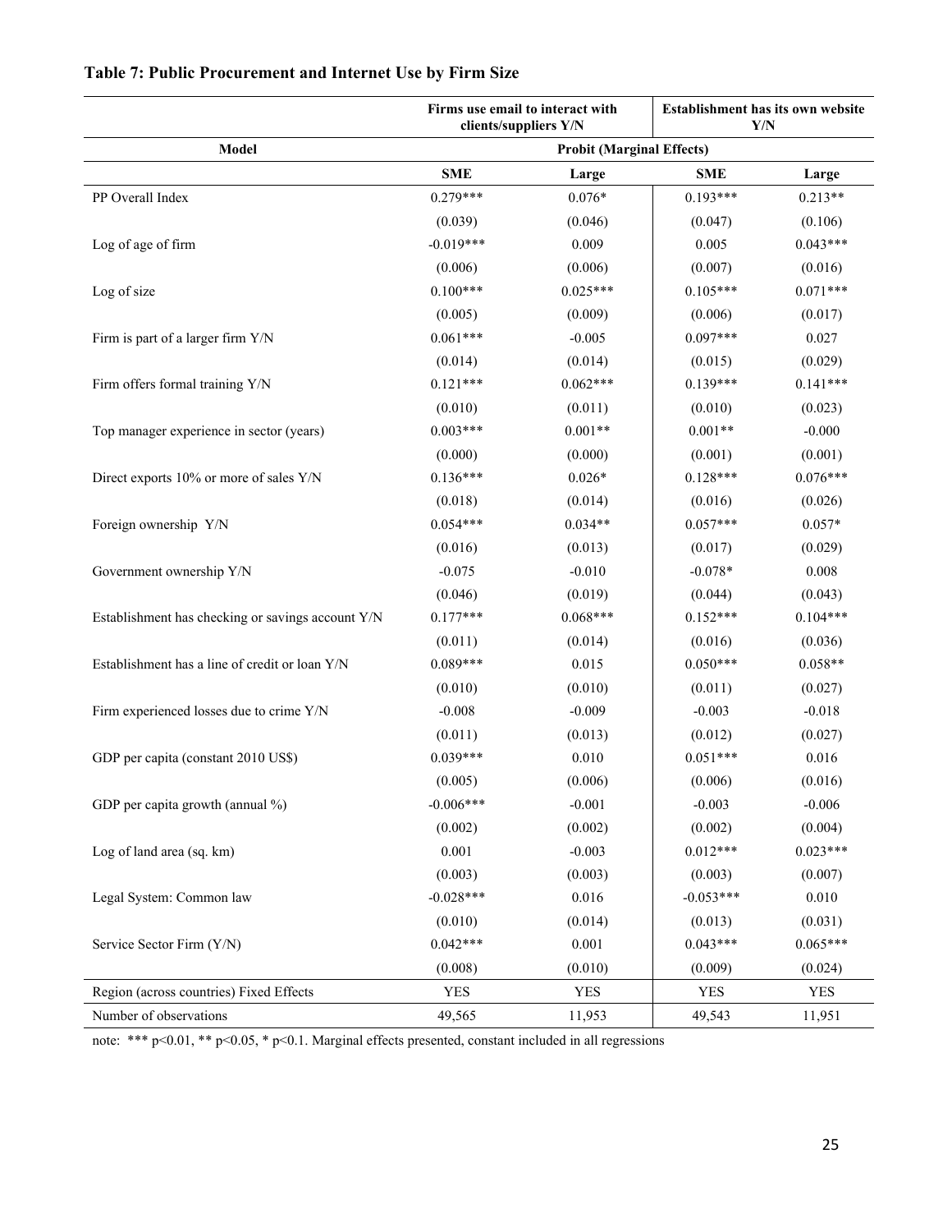## Table 7: Public Procurement and Internet Use by Firm Size

| | Firms use email to interact with clients/suppliers Y/N | | Establishment has its own website Y/N | |
|---|---|---|---|---|
| **Model** | **Probit (Marginal Effects)** | | | |
| | **SME** | **Large** | **SME** | **Large** |
| PP Overall Index | 0.279*** | 0.076* | 0.193*** | 0.213** |
| | (0.039) | (0.046) | (0.047) | (0.106) |
| Log of age of firm | -0.019*** | 0.009 | 0.005 | 0.043*** |
| | (0.006) | (0.006) | (0.007) | (0.016) |
| Log of size | 0.100*** | 0.025*** | 0.105*** | 0.071*** |
| | (0.005) | (0.009) | (0.006) | (0.017) |
| Firm is part of a larger firm Y/N | 0.061*** | -0.005 | 0.097*** | 0.027 |
| | (0.014) | (0.014) | (0.015) | (0.029) |
| Firm offers formal training Y/N | 0.121*** | 0.062*** | 0.139*** | 0.141*** |
| | (0.010) | (0.011) | (0.010) | (0.023) |
| Top manager experience in sector (years) | 0.003*** | 0.001** | 0.001** | -0.000 |
| | (0.000) | (0.000) | (0.001) | (0.001) |
| Direct exports 10% or more of sales Y/N | 0.136*** | 0.026* | 0.128*** | 0.076*** |
| | (0.018) | (0.014) | (0.016) | (0.026) |
| Foreign ownership Y/N | 0.054*** | 0.034** | 0.057*** | 0.057* |
| | (0.016) | (0.013) | (0.017) | (0.029) |
| Government ownership Y/N | -0.075 | -0.010 | -0.078* | 0.008 |
| | (0.046) | (0.019) | (0.044) | (0.043) |
| Establishment has checking or savings account Y/N | 0.177*** | 0.068*** | 0.152*** | 0.104*** |
| | (0.011) | (0.014) | (0.016) | (0.036) |
| Establishment has a line of credit or loan Y/N | 0.089*** | 0.015 | 0.050*** | 0.058** |
| | (0.010) | (0.010) | (0.011) | (0.027) |
| Firm experienced losses due to crime Y/N | -0.008 | -0.009 | -0.003 | -0.018 |
| | (0.011) | (0.013) | (0.012) | (0.027) |
| GDP per capita (constant 2010 US$) | 0.039*** | 0.010 | 0.051*** | 0.016 |
| | (0.005) | (0.006) | (0.006) | (0.016) |
| GDP per capita growth (annual %) | -0.006*** | -0.001 | -0.003 | -0.006 |
| | (0.002) | (0.002) | (0.002) | (0.004) |
| Log of land area (sq. km) | 0.001 | -0.003 | 0.012*** | 0.023*** |
| | (0.003) | (0.003) | (0.003) | (0.007) |
| Legal System: Common law | -0.028*** | 0.016 | -0.053*** | 0.010 |
| | (0.010) | (0.014) | (0.013) | (0.031) |
| Service Sector Firm (Y/N) | 0.042*** | 0.001 | 0.043*** | 0.065*** |
| | (0.008) | (0.010) | (0.009) | (0.024) |
| Region (across countries) Fixed Effects | YES | YES | YES | YES |
| Number of observations | 49,565 | 11,953 | 49,543 | 11,951 |

note: *** p<0.01, ** p<0.05, * p<0.1. Marginal effects presented, constant included in all regressions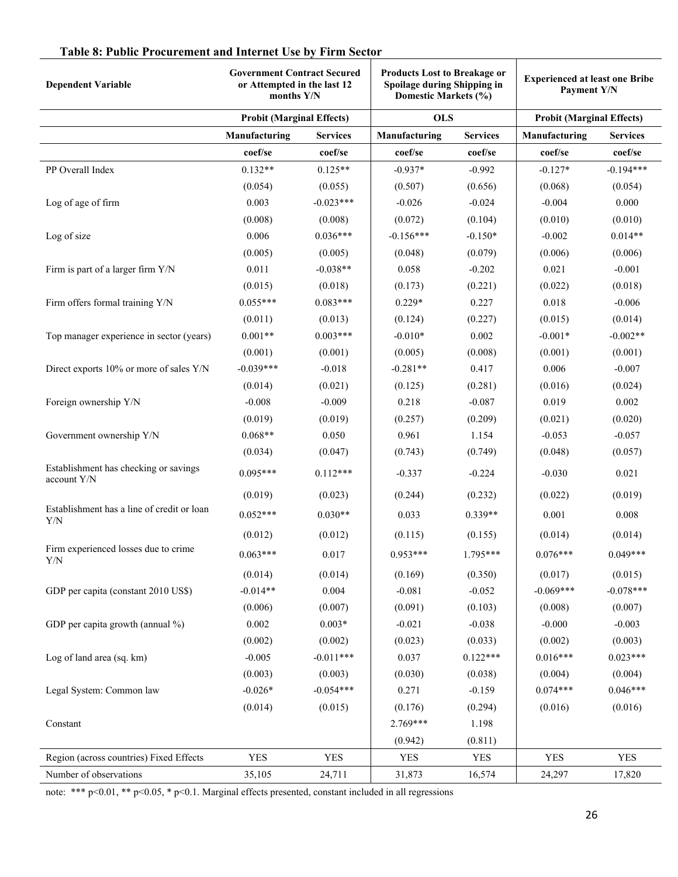**Table 8: Public Procurement and Internet Use by Firm Sector**

| Dependent Variable | Government Contract Secured or Attempted in the last 12 months Y/N | | Products Lost to Breakage or Spoilage during Shipping in Domestic Markets (%) | | Experienced at least one Bribe Payment Y/N | |
|---|---|---|---|---|---|---|
| | Probit (Marginal Effects) | | OLS | | Probit (Marginal Effects) | |
| | Manufacturing | Services | Manufacturing | Services | Manufacturing | Services |
| | coef/se | coef/se | coef/se | coef/se | coef/se | coef/se |
| PP Overall Index | 0.132** | 0.125** | -0.937* | -0.992 | -0.127* | -0.194*** |
| | (0.054) | (0.055) | (0.507) | (0.656) | (0.068) | (0.054) |
| Log of age of firm | 0.003 | -0.023*** | -0.026 | -0.024 | -0.004 | 0.000 |
| | (0.008) | (0.008) | (0.072) | (0.104) | (0.010) | (0.010) |
| Log of size | 0.006 | 0.036*** | -0.156*** | -0.150* | -0.002 | 0.014** |
| | (0.005) | (0.005) | (0.048) | (0.079) | (0.006) | (0.006) |
| Firm is part of a larger firm Y/N | 0.011 | -0.038** | 0.058 | -0.202 | 0.021 | -0.001 |
| | (0.015) | (0.018) | (0.173) | (0.221) | (0.022) | (0.018) |
| Firm offers formal training Y/N | 0.055*** | 0.083*** | 0.229* | 0.227 | 0.018 | -0.006 |
| | (0.011) | (0.013) | (0.124) | (0.227) | (0.015) | (0.014) |
| Top manager experience in sector (years) | 0.001** | 0.003*** | -0.010* | 0.002 | -0.001* | -0.002** |
| | (0.001) | (0.001) | (0.005) | (0.008) | (0.001) | (0.001) |
| Direct exports 10% or more of sales Y/N | -0.039*** | -0.018 | -0.281** | 0.417 | 0.006 | -0.007 |
| | (0.014) | (0.021) | (0.125) | (0.281) | (0.016) | (0.024) |
| Foreign ownership Y/N | -0.008 | -0.009 | 0.218 | -0.087 | 0.019 | 0.002 |
| | (0.019) | (0.019) | (0.257) | (0.209) | (0.021) | (0.020) |
| Government ownership Y/N | 0.068** | 0.050 | 0.961 | 1.154 | -0.053 | -0.057 |
| | (0.034) | (0.047) | (0.743) | (0.749) | (0.048) | (0.057) |
| Establishment has checking or savings account Y/N | 0.095*** | 0.112*** | -0.337 | -0.224 | -0.030 | 0.021 |
| | (0.019) | (0.023) | (0.244) | (0.232) | (0.022) | (0.019) |
| Establishment has a line of credit or loan Y/N | 0.052*** | 0.030** | 0.033 | 0.339** | 0.001 | 0.008 |
| | (0.012) | (0.012) | (0.115) | (0.155) | (0.014) | (0.014) |
| Firm experienced losses due to crime Y/N | 0.063*** | 0.017 | 0.953*** | 1.795*** | 0.076*** | 0.049*** |
| | (0.014) | (0.014) | (0.169) | (0.350) | (0.017) | (0.015) |
| GDP per capita (constant 2010 US$) | -0.014** | 0.004 | -0.081 | -0.052 | -0.069*** | -0.078*** |
| | (0.006) | (0.007) | (0.091) | (0.103) | (0.008) | (0.007) |
| GDP per capita growth (annual %) | 0.002 | 0.003* | -0.021 | -0.038 | -0.000 | -0.003 |
| | (0.002) | (0.002) | (0.023) | (0.033) | (0.002) | (0.003) |
| Log of land area (sq. km) | -0.005 | -0.011*** | 0.037 | 0.122*** | 0.016*** | 0.023*** |
| | (0.003) | (0.003) | (0.030) | (0.038) | (0.004) | (0.004) |
| Legal System: Common law | -0.026* | -0.054*** | 0.271 | -0.159 | 0.074*** | 0.046*** |
| | (0.014) | (0.015) | (0.176) | (0.294) | (0.016) | (0.016) |
| Constant | | | 2.769*** | 1.198 | | |
| | | | (0.942) | (0.811) | | |
| Region (across countries) Fixed Effects | YES | YES | YES | YES | YES | YES |
| Number of observations | 35,105 | 24,711 | 31,873 | 16,574 | 24,297 | 17,820 |

note: *** p<0.01, ** p<0.05, * p<0.1. Marginal effects presented, constant included in all regressions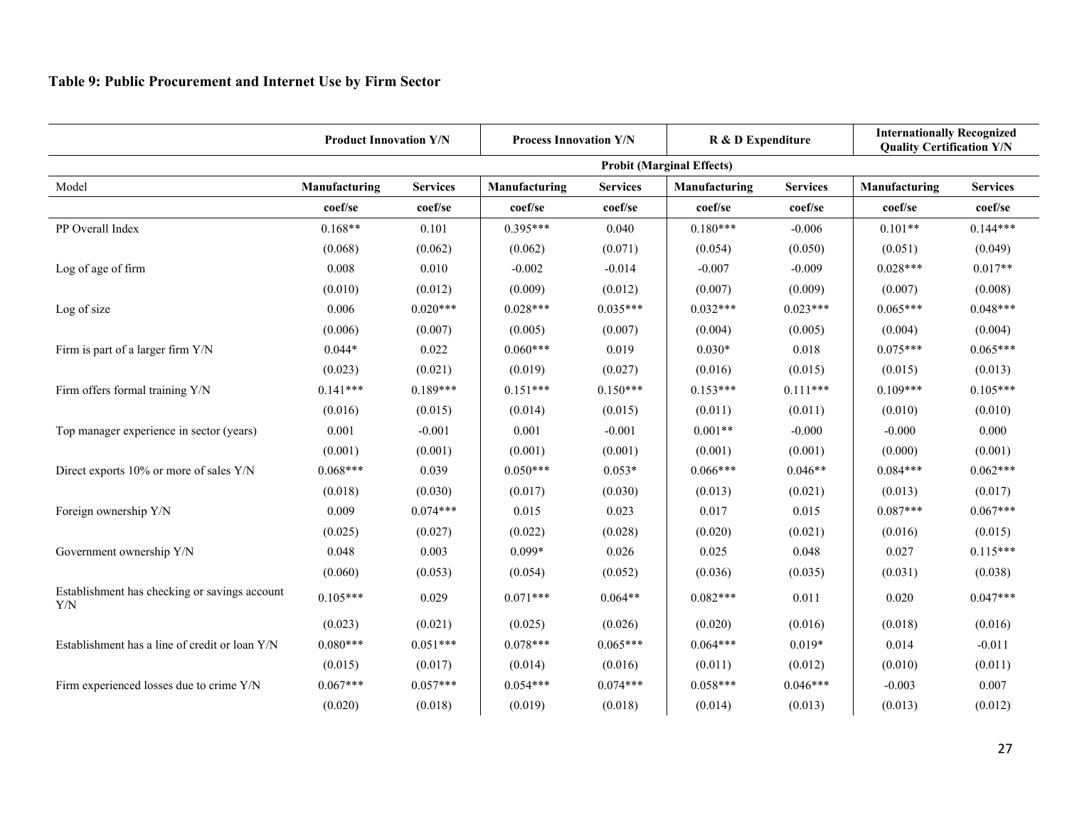**Table 9: Public Procurement and Internet Use by Firm Sector**

| | Product Innovation Y/N | | Process Innovation Y/N | | R & D Expenditure | | Internationally Recognized Quality Certification Y/N | |
|---|---|---|---|---|---|---|---|---|
| | Probit (Marginal Effects) | | | | | | | |
| Model | Manufacturing | Services | Manufacturing | Services | Manufacturing | Services | Manufacturing | Services |
| | coef/se | coef/se | coef/se | coef/se | coef/se | coef/se | coef/se | coef/se |
| PP Overall Index | 0.168** | 0.101 | 0.395*** | 0.040 | 0.180*** | -0.006 | 0.101** | 0.144*** |
| | (0.068) | (0.062) | (0.062) | (0.071) | (0.054) | (0.050) | (0.051) | (0.049) |
| Log of age of firm | 0.008 | 0.010 | -0.002 | -0.014 | -0.007 | -0.009 | 0.028*** | 0.017** |
| | (0.010) | (0.012) | (0.009) | (0.012) | (0.007) | (0.009) | (0.007) | (0.008) |
| Log of size | 0.006 | 0.020*** | 0.028*** | 0.035*** | 0.032*** | 0.023*** | 0.065*** | 0.048*** |
| | (0.006) | (0.007) | (0.005) | (0.007) | (0.004) | (0.005) | (0.004) | (0.004) |
| Firm is part of a larger firm Y/N | 0.044* | 0.022 | 0.060*** | 0.019 | 0.030* | 0.018 | 0.075*** | 0.065*** |
| | (0.023) | (0.021) | (0.019) | (0.027) | (0.016) | (0.015) | (0.015) | (0.013) |
| Firm offers formal training Y/N | 0.141*** | 0.189*** | 0.151*** | 0.150*** | 0.153*** | 0.111*** | 0.109*** | 0.105*** |
| | (0.016) | (0.015) | (0.014) | (0.015) | (0.011) | (0.011) | (0.010) | (0.010) |
| Top manager experience in sector (years) | 0.001 | -0.001 | 0.001 | -0.001 | 0.001** | -0.000 | -0.000 | 0.000 |
| | (0.001) | (0.001) | (0.001) | (0.001) | (0.001) | (0.001) | (0.000) | (0.001) |
| Direct exports 10% or more of sales Y/N | 0.068*** | 0.039 | 0.050*** | 0.053* | 0.066*** | 0.046** | 0.084*** | 0.062*** |
| | (0.018) | (0.030) | (0.017) | (0.030) | (0.013) | (0.021) | (0.013) | (0.017) |
| Foreign ownership Y/N | 0.009 | 0.074*** | 0.015 | 0.023 | 0.017 | 0.015 | 0.087*** | 0.067*** |
| | (0.025) | (0.027) | (0.022) | (0.028) | (0.020) | (0.021) | (0.016) | (0.015) |
| Government ownership Y/N | 0.048 | 0.003 | 0.099* | 0.026 | 0.025 | 0.048 | 0.027 | 0.115*** |
| | (0.060) | (0.053) | (0.054) | (0.052) | (0.036) | (0.035) | (0.031) | (0.038) |
| Establishment has checking or savings account Y/N | 0.105*** | 0.029 | 0.071*** | 0.064** | 0.082*** | 0.011 | 0.020 | 0.047*** |
| | (0.023) | (0.021) | (0.025) | (0.026) | (0.020) | (0.016) | (0.018) | (0.016) |
| Establishment has a line of credit or loan Y/N | 0.080*** | 0.051*** | 0.078*** | 0.065*** | 0.064*** | 0.019* | 0.014 | -0.011 |
| | (0.015) | (0.017) | (0.014) | (0.016) | (0.011) | (0.012) | (0.010) | (0.011) |
| Firm experienced losses due to crime Y/N | 0.067*** | 0.057*** | 0.054*** | 0.074*** | 0.058*** | 0.046*** | -0.003 | 0.007 |
| | (0.020) | (0.018) | (0.019) | (0.018) | (0.014) | (0.013) | (0.013) | (0.012) |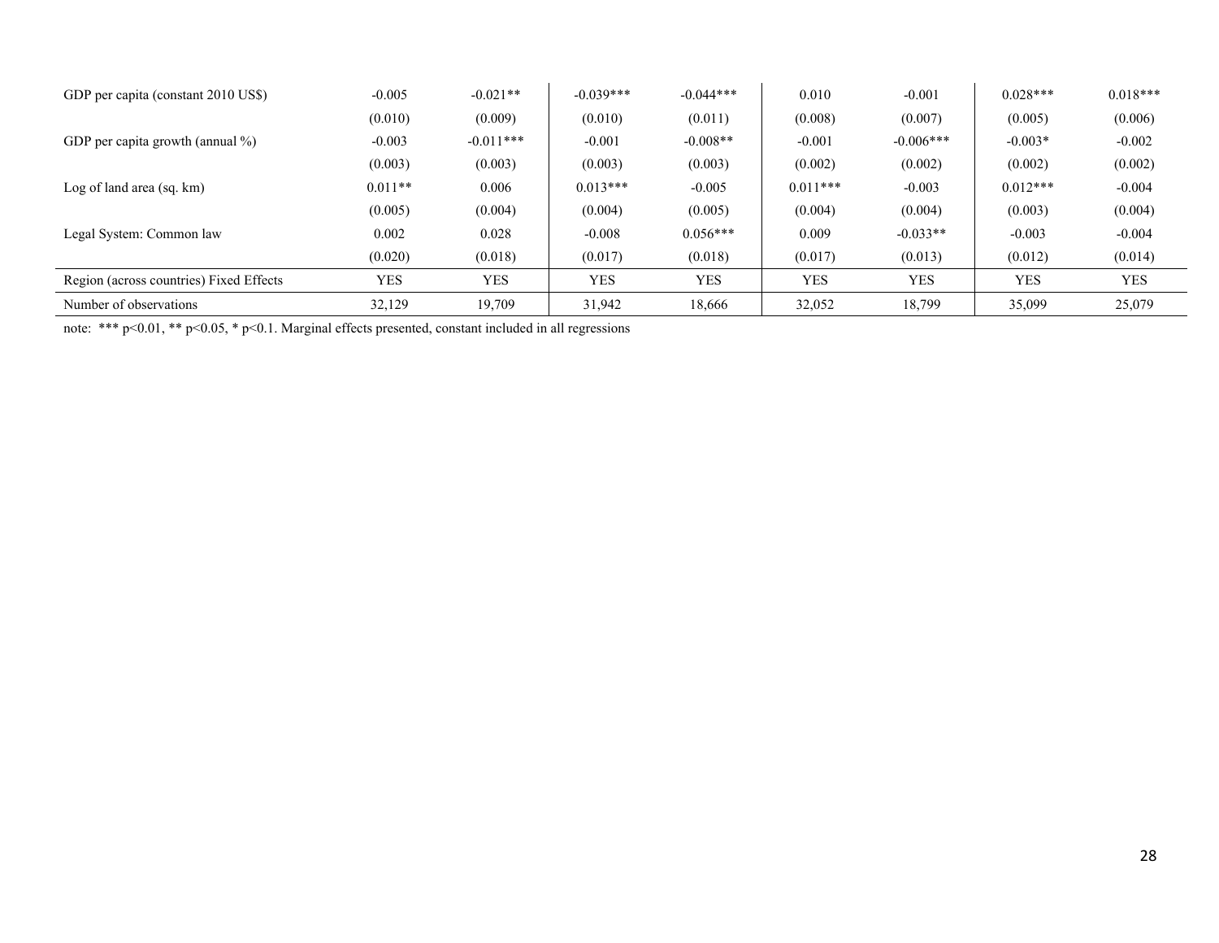| | | | | | | | | |
|---|---|---|---|---|---|---|---|---|
| GDP per capita (constant 2010 US$) | -0.005 | -0.021** | -0.039*** | -0.044*** | 0.010 | -0.001 | 0.028*** | 0.018*** |
| | (0.010) | (0.009) | (0.010) | (0.011) | (0.008) | (0.007) | (0.005) | (0.006) |
| GDP per capita growth (annual %) | -0.003 | -0.011*** | -0.001 | -0.008** | -0.001 | -0.006*** | -0.003* | -0.002 |
| | (0.003) | (0.003) | (0.003) | (0.003) | (0.002) | (0.002) | (0.002) | (0.002) |
| Log of land area (sq. km) | 0.011** | 0.006 | 0.013*** | -0.005 | 0.011*** | -0.003 | 0.012*** | -0.004 |
| | (0.005) | (0.004) | (0.004) | (0.005) | (0.004) | (0.004) | (0.003) | (0.004) |
| Legal System: Common law | 0.002 | 0.028 | -0.008 | 0.056*** | 0.009 | -0.033** | -0.003 | -0.004 |
| | (0.020) | (0.018) | (0.017) | (0.018) | (0.017) | (0.013) | (0.012) | (0.014) |
| Region (across countries) Fixed Effects | YES | YES | YES | YES | YES | YES | YES | YES |
| Number of observations | 32,129 | 19,709 | 31,942 | 18,666 | 32,052 | 18,799 | 35,099 | 25,079 |

note: *** p<0.01, ** p<0.05, * p<0.1. Marginal effects presented, constant included in all regressions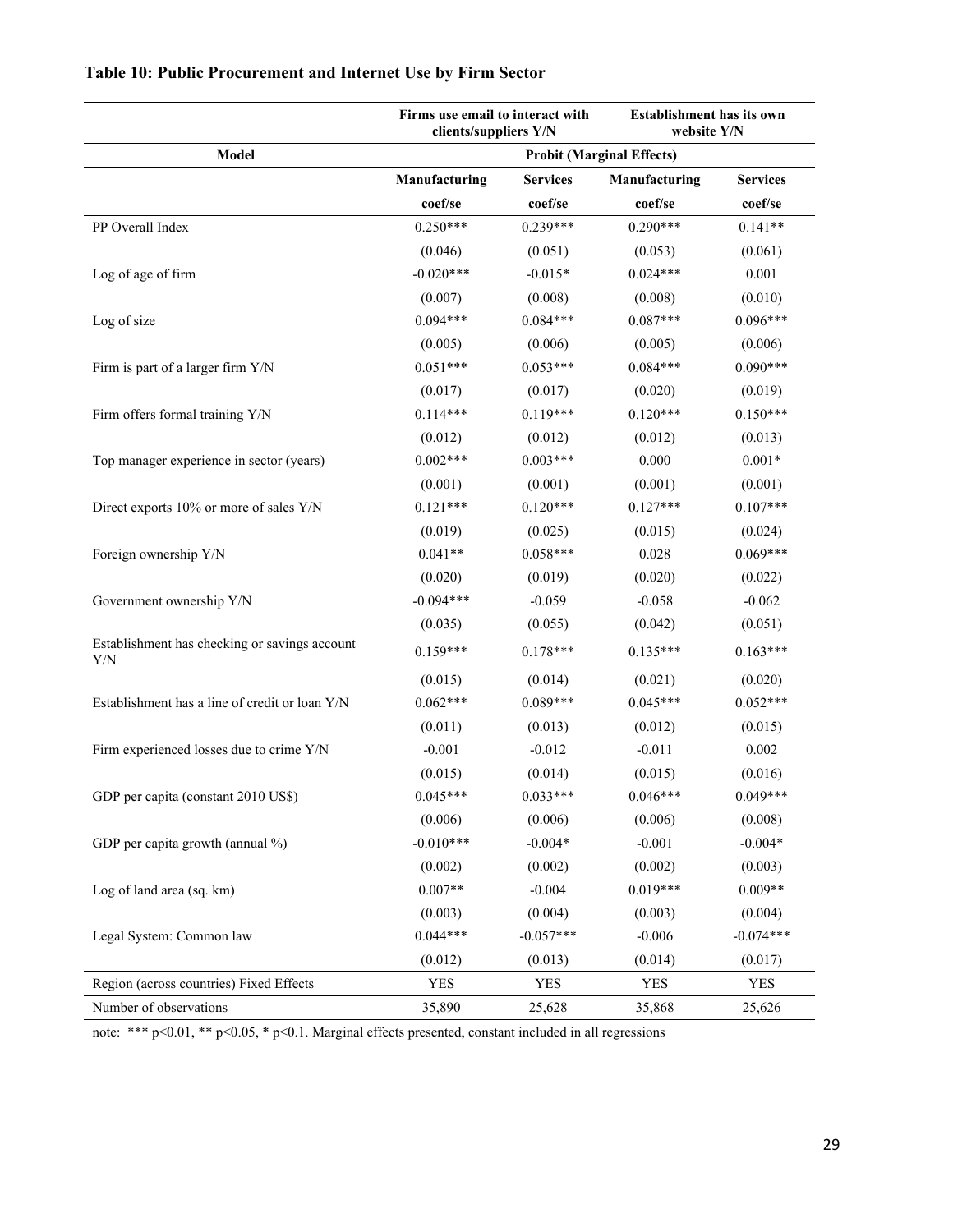## Table 10: Public Procurement and Internet Use by Firm Sector

| | Firms use email to interact with clients/suppliers Y/N | | Establishment has its own website Y/N | |
|---|---|---|---|---|
| **Model** | **Probit (Marginal Effects)** | | | |
| | **Manufacturing** | **Services** | **Manufacturing** | **Services** |
| | **coef/se** | **coef/se** | **coef/se** | **coef/se** |
| PP Overall Index | 0.250*** | 0.239*** | 0.290*** | 0.141** |
| | (0.046) | (0.051) | (0.053) | (0.061) |
| Log of age of firm | -0.020*** | -0.015* | 0.024*** | 0.001 |
| | (0.007) | (0.008) | (0.008) | (0.010) |
| Log of size | 0.094*** | 0.084*** | 0.087*** | 0.096*** |
| | (0.005) | (0.006) | (0.005) | (0.006) |
| Firm is part of a larger firm Y/N | 0.051*** | 0.053*** | 0.084*** | 0.090*** |
| | (0.017) | (0.017) | (0.020) | (0.019) |
| Firm offers formal training Y/N | 0.114*** | 0.119*** | 0.120*** | 0.150*** |
| | (0.012) | (0.012) | (0.012) | (0.013) |
| Top manager experience in sector (years) | 0.002*** | 0.003*** | 0.000 | 0.001* |
| | (0.001) | (0.001) | (0.001) | (0.001) |
| Direct exports 10% or more of sales Y/N | 0.121*** | 0.120*** | 0.127*** | 0.107*** |
| | (0.019) | (0.025) | (0.015) | (0.024) |
| Foreign ownership Y/N | 0.041** | 0.058*** | 0.028 | 0.069*** |
| | (0.020) | (0.019) | (0.020) | (0.022) |
| Government ownership Y/N | -0.094*** | -0.059 | -0.058 | -0.062 |
| | (0.035) | (0.055) | (0.042) | (0.051) |
| Establishment has checking or savings account Y/N | 0.159*** | 0.178*** | 0.135*** | 0.163*** |
| | (0.015) | (0.014) | (0.021) | (0.020) |
| Establishment has a line of credit or loan Y/N | 0.062*** | 0.089*** | 0.045*** | 0.052*** |
| | (0.011) | (0.013) | (0.012) | (0.015) |
| Firm experienced losses due to crime Y/N | -0.001 | -0.012 | -0.011 | 0.002 |
| | (0.015) | (0.014) | (0.015) | (0.016) |
| GDP per capita (constant 2010 US$) | 0.045*** | 0.033*** | 0.046*** | 0.049*** |
| | (0.006) | (0.006) | (0.006) | (0.008) |
| GDP per capita growth (annual %) | -0.010*** | -0.004* | -0.001 | -0.004* |
| | (0.002) | (0.002) | (0.002) | (0.003) |
| Log of land area (sq. km) | 0.007** | -0.004 | 0.019*** | 0.009** |
| | (0.003) | (0.004) | (0.003) | (0.004) |
| Legal System: Common law | 0.044*** | -0.057*** | -0.006 | -0.074*** |
| | (0.012) | (0.013) | (0.014) | (0.017) |
| Region (across countries) Fixed Effects | YES | YES | YES | YES |
| Number of observations | 35,890 | 25,628 | 35,868 | 25,626 |

note: *** p<0.01, ** p<0.05, * p<0.1. Marginal effects presented, constant included in all regressions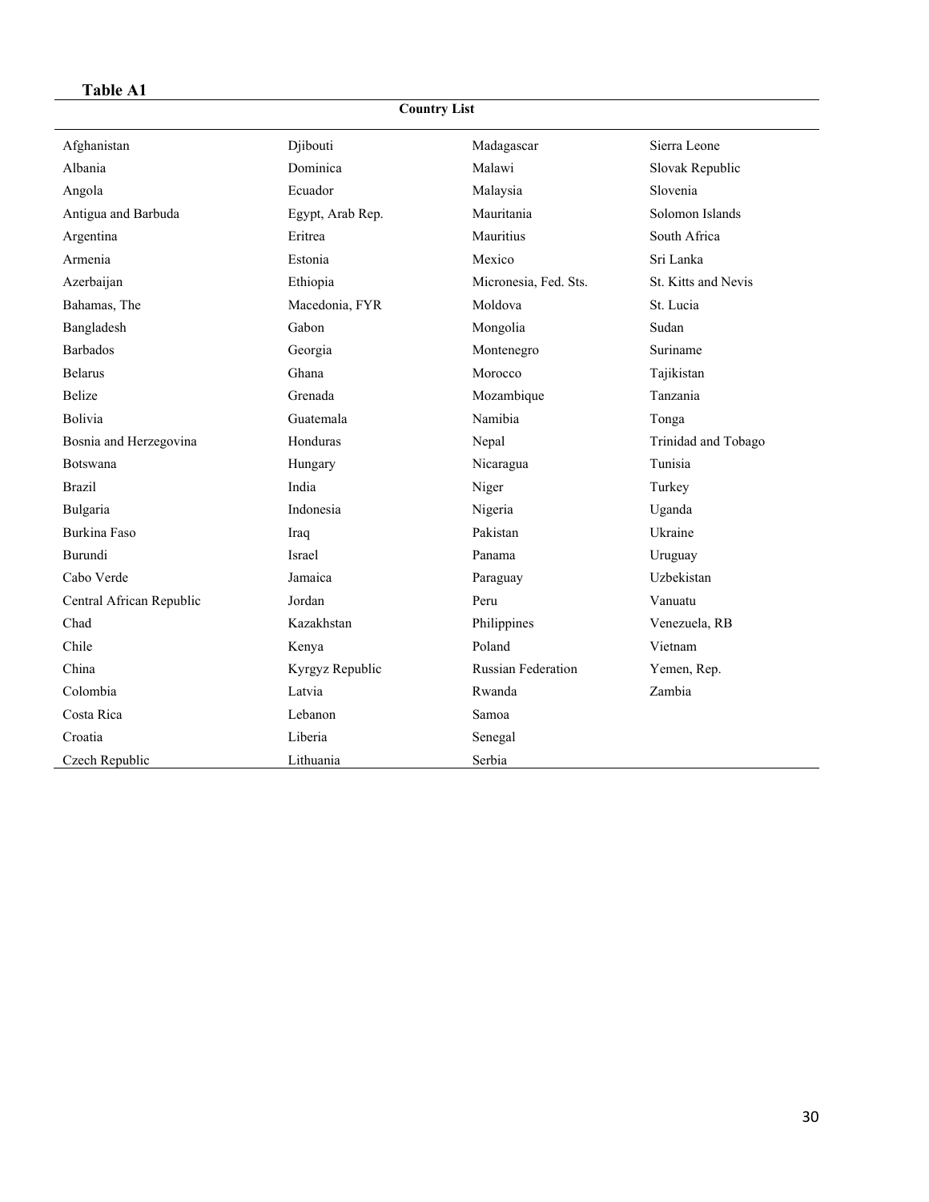**Table A1**

| Country List | | | |
|---|---|---|---|
| Afghanistan | Djibouti | Madagascar | Sierra Leone |
| Albania | Dominica | Malawi | Slovak Republic |
| Angola | Ecuador | Malaysia | Slovenia |
| Antigua and Barbuda | Egypt, Arab Rep. | Mauritania | Solomon Islands |
| Argentina | Eritrea | Mauritius | South Africa |
| Armenia | Estonia | Mexico | Sri Lanka |
| Azerbaijan | Ethiopia | Micronesia, Fed. Sts. | St. Kitts and Nevis |
| Bahamas, The | Macedonia, FYR | Moldova | St. Lucia |
| Bangladesh | Gabon | Mongolia | Sudan |
| Barbados | Georgia | Montenegro | Suriname |
| Belarus | Ghana | Morocco | Tajikistan |
| Belize | Grenada | Mozambique | Tanzania |
| Bolivia | Guatemala | Namibia | Tonga |
| Bosnia and Herzegovina | Honduras | Nepal | Trinidad and Tobago |
| Botswana | Hungary | Nicaragua | Tunisia |
| Brazil | India | Niger | Turkey |
| Bulgaria | Indonesia | Nigeria | Uganda |
| Burkina Faso | Iraq | Pakistan | Ukraine |
| Burundi | Israel | Panama | Uruguay |
| Cabo Verde | Jamaica | Paraguay | Uzbekistan |
| Central African Republic | Jordan | Peru | Vanuatu |
| Chad | Kazakhstan | Philippines | Venezuela, RB |
| Chile | Kenya | Poland | Vietnam |
| China | Kyrgyz Republic | Russian Federation | Yemen, Rep. |
| Colombia | Latvia | Rwanda | Zambia |
| Costa Rica | Lebanon | Samoa | |
| Croatia | Liberia | Senegal | |
| Czech Republic | Lithuania | Serbia | |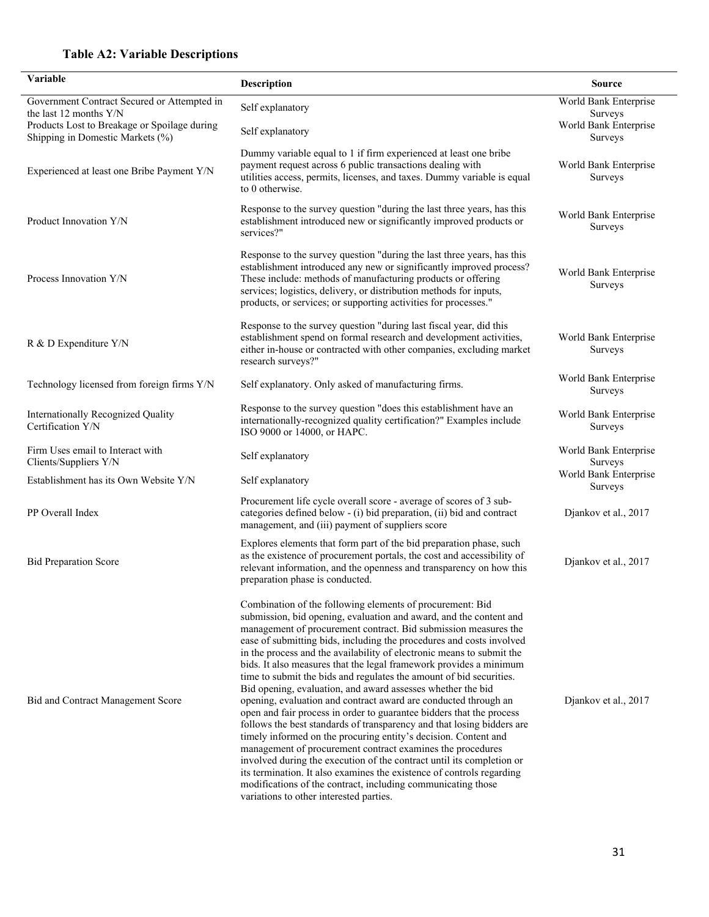**Table A2: Variable Descriptions**

| Variable | Description | Source |
|---|---|---|
| Government Contract Secured or Attempted in the last 12 months Y/N | Self explanatory | World Bank Enterprise Surveys |
| Products Lost to Breakage or Spoilage during Shipping in Domestic Markets (%) | Self explanatory | World Bank Enterprise Surveys |
| Experienced at least one Bribe Payment Y/N | Dummy variable equal to 1 if firm experienced at least one bribe payment request across 6 public transactions dealing with utilities access, permits, licenses, and taxes. Dummy variable is equal to 0 otherwise. | World Bank Enterprise Surveys |
| Product Innovation Y/N | Response to the survey question "during the last three years, has this establishment introduced new or significantly improved products or services?" | World Bank Enterprise Surveys |
| Process Innovation Y/N | Response to the survey question "during the last three years, has this establishment introduced any new or significantly improved process? These include: methods of manufacturing products or offering services; logistics, delivery, or distribution methods for inputs, products, or services; or supporting activities for processes." | World Bank Enterprise Surveys |
| R & D Expenditure Y/N | Response to the survey question "during last fiscal year, did this establishment spend on formal research and development activities, either in-house or contracted with other companies, excluding market research surveys?" | World Bank Enterprise Surveys |
| Technology licensed from foreign firms Y/N | Self explanatory. Only asked of manufacturing firms. | World Bank Enterprise Surveys |
| Internationally Recognized Quality Certification Y/N | Response to the survey question "does this establishment have an internationally-recognized quality certification?" Examples include ISO 9000 or 14000, or HAPC. | World Bank Enterprise Surveys |
| Firm Uses email to Interact with Clients/Suppliers Y/N | Self explanatory | World Bank Enterprise Surveys |
| Establishment has its Own Website Y/N | Self explanatory | World Bank Enterprise Surveys |
| PP Overall Index | Procurement life cycle overall score - average of scores of 3 sub-categories defined below - (i) bid preparation, (ii) bid and contract management, and (iii) payment of suppliers score | Djankov et al., 2017 |
| Bid Preparation Score | Explores elements that form part of the bid preparation phase, such as the existence of procurement portals, the cost and accessibility of relevant information, and the openness and transparency on how this preparation phase is conducted. | Djankov et al., 2017 |
| Bid and Contract Management Score | Combination of the following elements of procurement: Bid submission, bid opening, evaluation and award, and the content and management of procurement contract. Bid submission measures the ease of submitting bids, including the procedures and costs involved in the process and the availability of electronic means to submit the bids. It also measures that the legal framework provides a minimum time to submit the bids and regulates the amount of bid securities. Bid opening, evaluation, and award assesses whether the bid opening, evaluation and contract award are conducted through an open and fair process in order to guarantee bidders that the process follows the best standards of transparency and that losing bidders are timely informed on the procuring entity's decision. Content and management of procurement contract examines the procedures involved during the execution of the contract until its completion or its termination. It also examines the existence of controls regarding modifications of the contract, including communicating those variations to other interested parties. | Djankov et al., 2017 |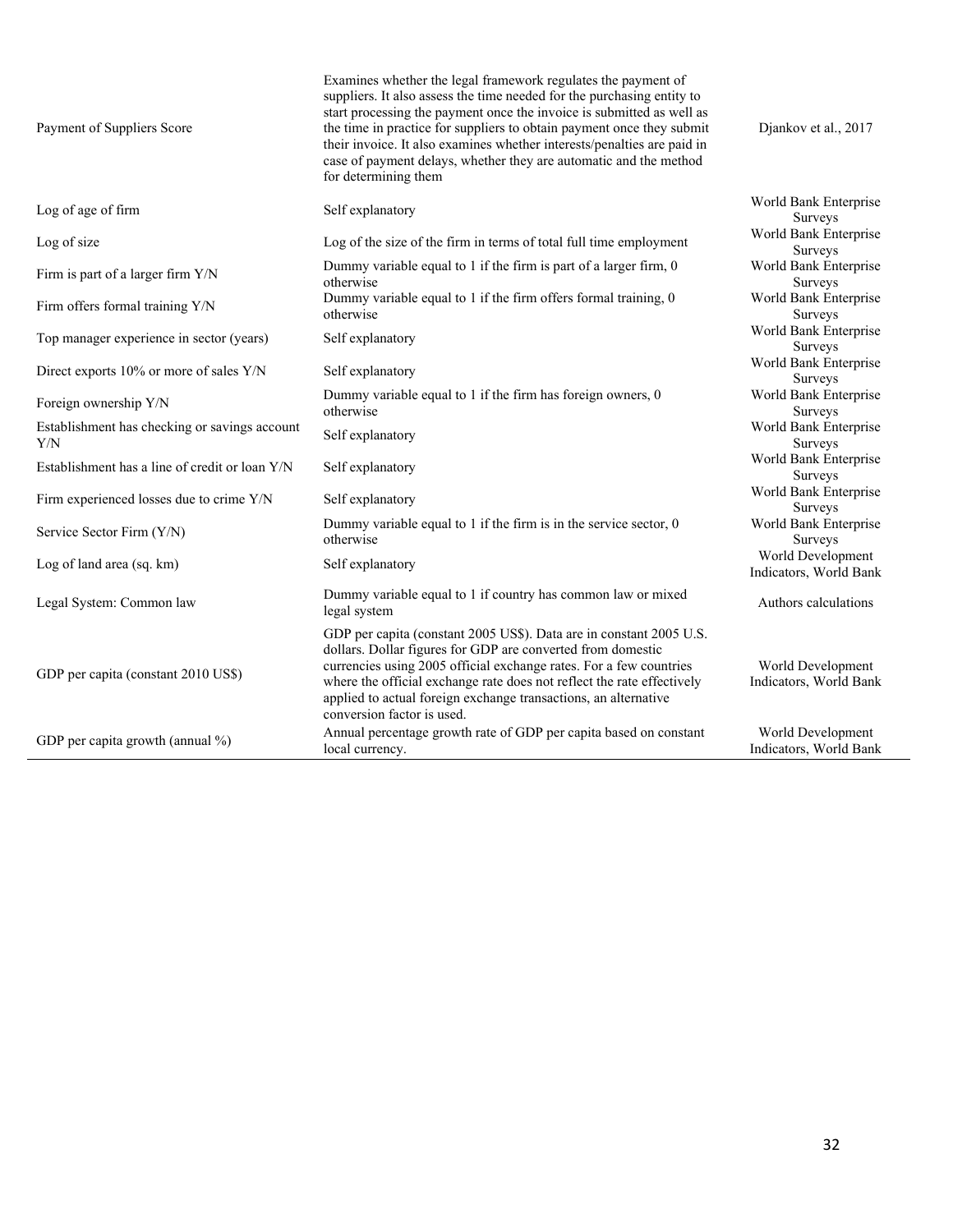| | | |
|---|---|---|
| Payment of Suppliers Score | Examines whether the legal framework regulates the payment of suppliers. It also assess the time needed for the purchasing entity to start processing the payment once the invoice is submitted as well as the time in practice for suppliers to obtain payment once they submit their invoice. It also examines whether interests/penalties are paid in case of payment delays, whether they are automatic and the method for determining them | Djankov et al., 2017 |
| Log of age of firm | Self explanatory | World Bank Enterprise Surveys |
| Log of size | Log of the size of the firm in terms of total full time employment | World Bank Enterprise Surveys |
| Firm is part of a larger firm Y/N | Dummy variable equal to 1 if the firm is part of a larger firm, 0 otherwise | World Bank Enterprise Surveys |
| Firm offers formal training Y/N | Dummy variable equal to 1 if the firm offers formal training, 0 otherwise | World Bank Enterprise Surveys |
| Top manager experience in sector (years) | Self explanatory | World Bank Enterprise Surveys |
| Direct exports 10% or more of sales Y/N | Self explanatory | World Bank Enterprise Surveys |
| Foreign ownership Y/N | Dummy variable equal to 1 if the firm has foreign owners, 0 otherwise | World Bank Enterprise Surveys |
| Establishment has checking or savings account Y/N | Self explanatory | World Bank Enterprise Surveys |
| Establishment has a line of credit or loan Y/N | Self explanatory | World Bank Enterprise Surveys |
| Firm experienced losses due to crime Y/N | Self explanatory | World Bank Enterprise Surveys |
| Service Sector Firm (Y/N) | Dummy variable equal to 1 if the firm is in the service sector, 0 otherwise | World Bank Enterprise Surveys |
| Log of land area (sq. km) | Self explanatory | World Development Indicators, World Bank |
| Legal System: Common law | Dummy variable equal to 1 if country has common law or mixed legal system | Authors calculations |
| GDP per capita (constant 2010 US$) | GDP per capita (constant 2005 US$). Data are in constant 2005 U.S. dollars. Dollar figures for GDP are converted from domestic currencies using 2005 official exchange rates. For a few countries where the official exchange rate does not reflect the rate effectively applied to actual foreign exchange transactions, an alternative conversion factor is used. | World Development Indicators, World Bank |
| GDP per capita growth (annual %) | Annual percentage growth rate of GDP per capita based on constant local currency. | World Development Indicators, World Bank |